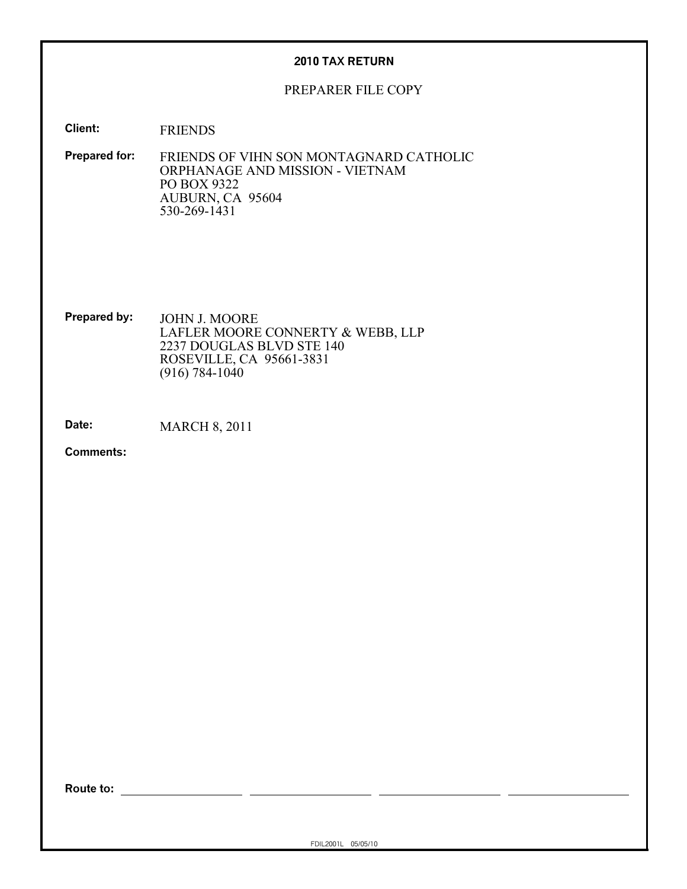# 2010 TAX RETURN

PREPARER FILE COPY

**Client:** FRIENDS

**Prepared for:** FRIENDS OF VIHN SON MONTAGNARD CATHOLIC
ORPHANAGE AND MISSION - VIETNAM
PO BOX 9322
AUBURN, CA 95604
530-269-1431

**Prepared by:** JOHN J. MOORE
LAFLER MOORE CONNERTY & WEBB, LLP
2237 DOUGLAS BLVD STE 140
ROSEVILLE, CA 95661-3831
(916) 784-1040

**Date:** MARCH 8, 2011

**Comments:**

**Route to:** ____________________ ____________________ ____________________ ____________________

FDIL2001L 05/05/10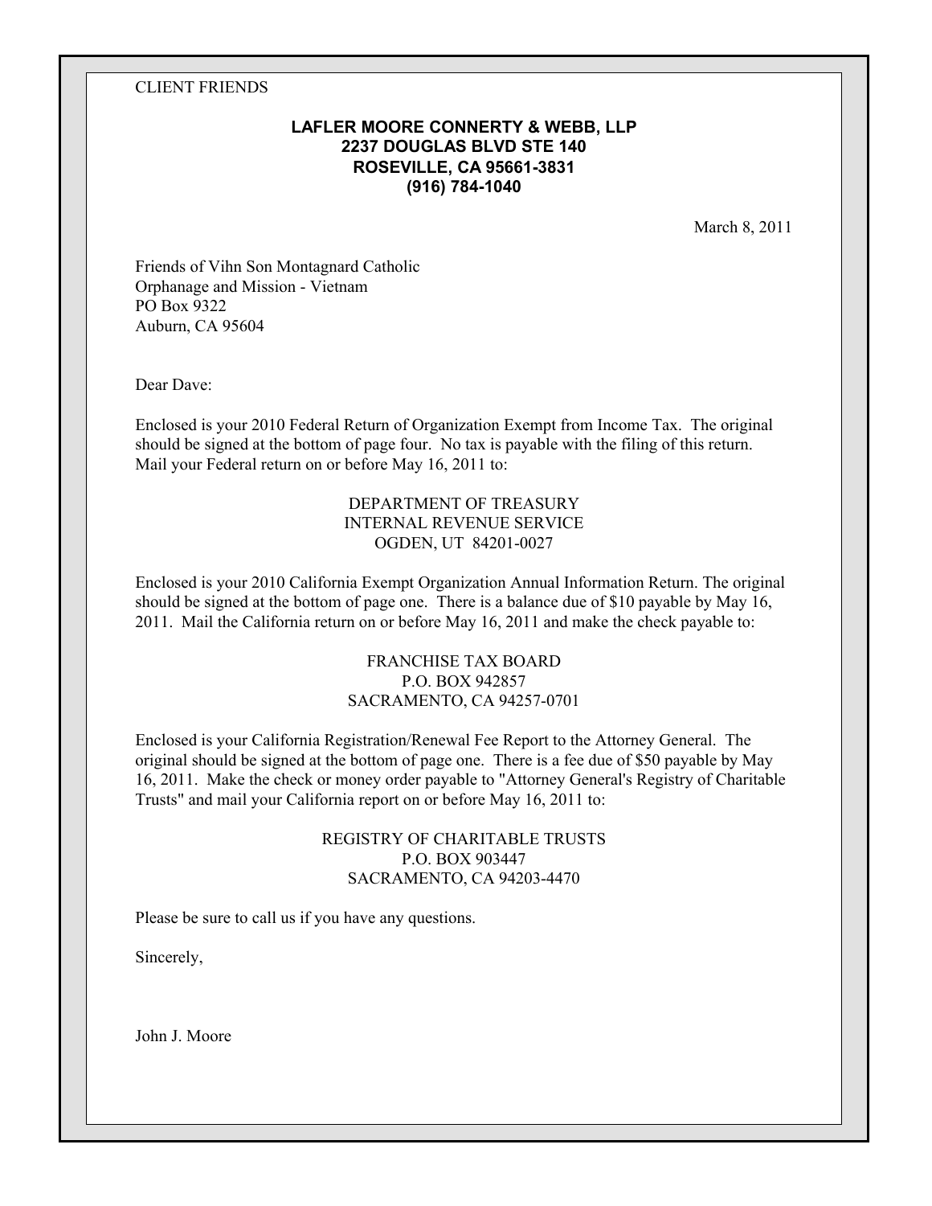CLIENT FRIENDS

**LAFLER MOORE CONNERTY & WEBB, LLP**
**2237 DOUGLAS BLVD STE 140**
**ROSEVILLE, CA 95661-3831**
**(916) 784-1040**

March 8, 2011

Friends of Vihn Son Montagnard Catholic
Orphanage and Mission - Vietnam
PO Box 9322
Auburn, CA 95604

Dear Dave:

Enclosed is your 2010 Federal Return of Organization Exempt from Income Tax. The original should be signed at the bottom of page four. No tax is payable with the filing of this return. Mail your Federal return on or before May 16, 2011 to:

DEPARTMENT OF TREASURY
INTERNAL REVENUE SERVICE
OGDEN, UT 84201-0027

Enclosed is your 2010 California Exempt Organization Annual Information Return. The original should be signed at the bottom of page one. There is a balance due of $10 payable by May 16, 2011. Mail the California return on or before May 16, 2011 and make the check payable to:

FRANCHISE TAX BOARD
P.O. BOX 942857
SACRAMENTO, CA 94257-0701

Enclosed is your California Registration/Renewal Fee Report to the Attorney General. The original should be signed at the bottom of page one. There is a fee due of $50 payable by May 16, 2011. Make the check or money order payable to "Attorney General's Registry of Charitable Trusts" and mail your California report on or before May 16, 2011 to:

REGISTRY OF CHARITABLE TRUSTS
P.O. BOX 903447
SACRAMENTO, CA 94203-4470

Please be sure to call us if you have any questions.

Sincerely,

John J. Moore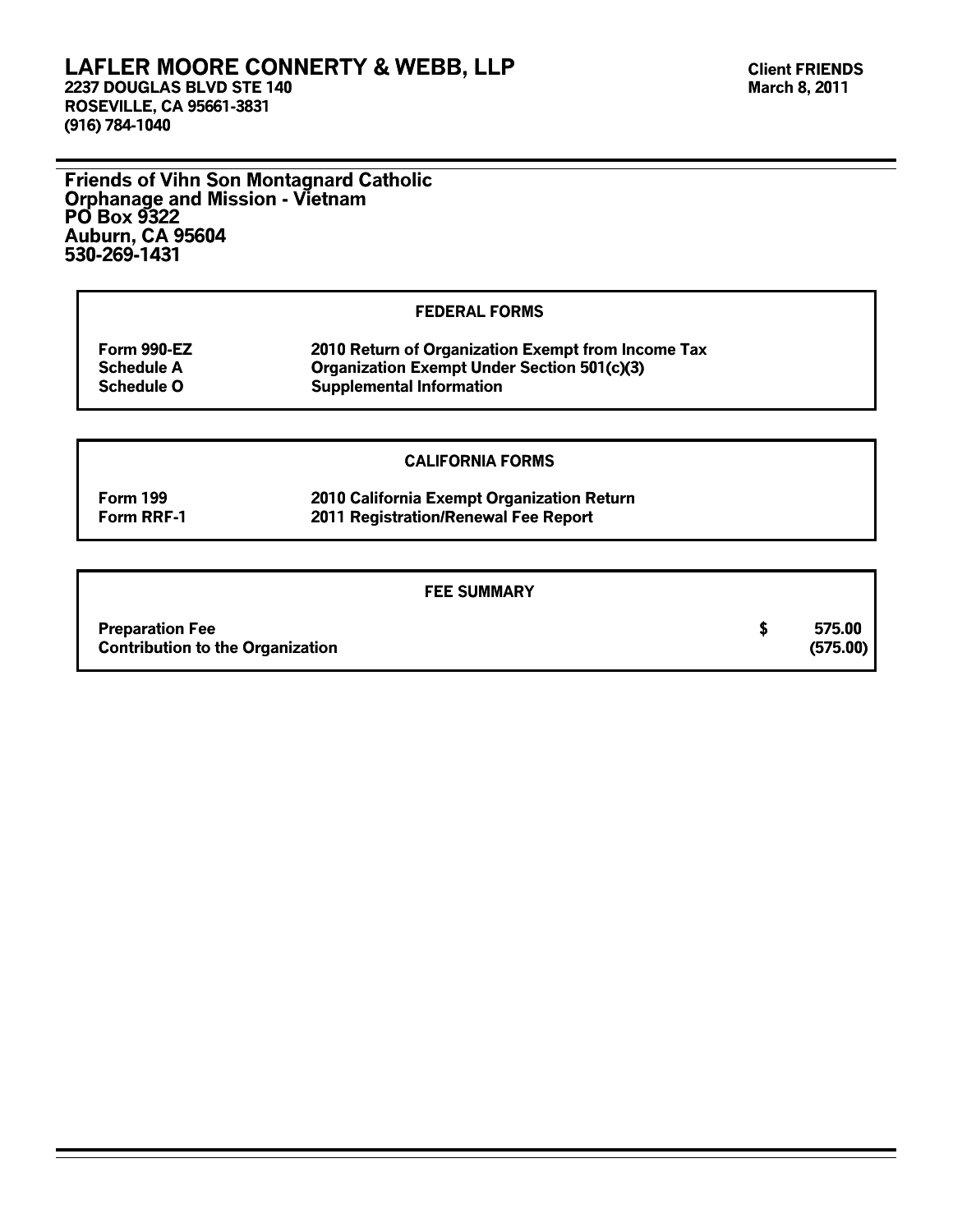# LAFLER MOORE CONNERTY & WEBB, LLP

**2237 DOUGLAS BLVD STE 140**
**ROSEVILLE, CA 95661-3831**
**(916) 784-1040**

**Client FRIENDS**
**March 8, 2011**

---

**Friends of Vihn Son Montagnard Catholic**
**Orphanage and Mission - Vietnam**
**PO Box 9322**
**Auburn, CA 95604**
**530-269-1431**

## FEDERAL FORMS

| | |
|---|---|
| **Form 990-EZ** | **2010 Return of Organization Exempt from Income Tax** |
| **Schedule A** | **Organization Exempt Under Section 501(c)(3)** |
| **Schedule O** | **Supplemental Information** |

## CALIFORNIA FORMS

| | |
|---|---|
| **Form 199** | **2010 California Exempt Organization Return** |
| **Form RRF-1** | **2011 Registration/Renewal Fee Report** |

## FEE SUMMARY

| | | |
|---|---|---|
| **Preparation Fee** | **$** | **575.00** |
| **Contribution to the Organization** | | **(575.00)** |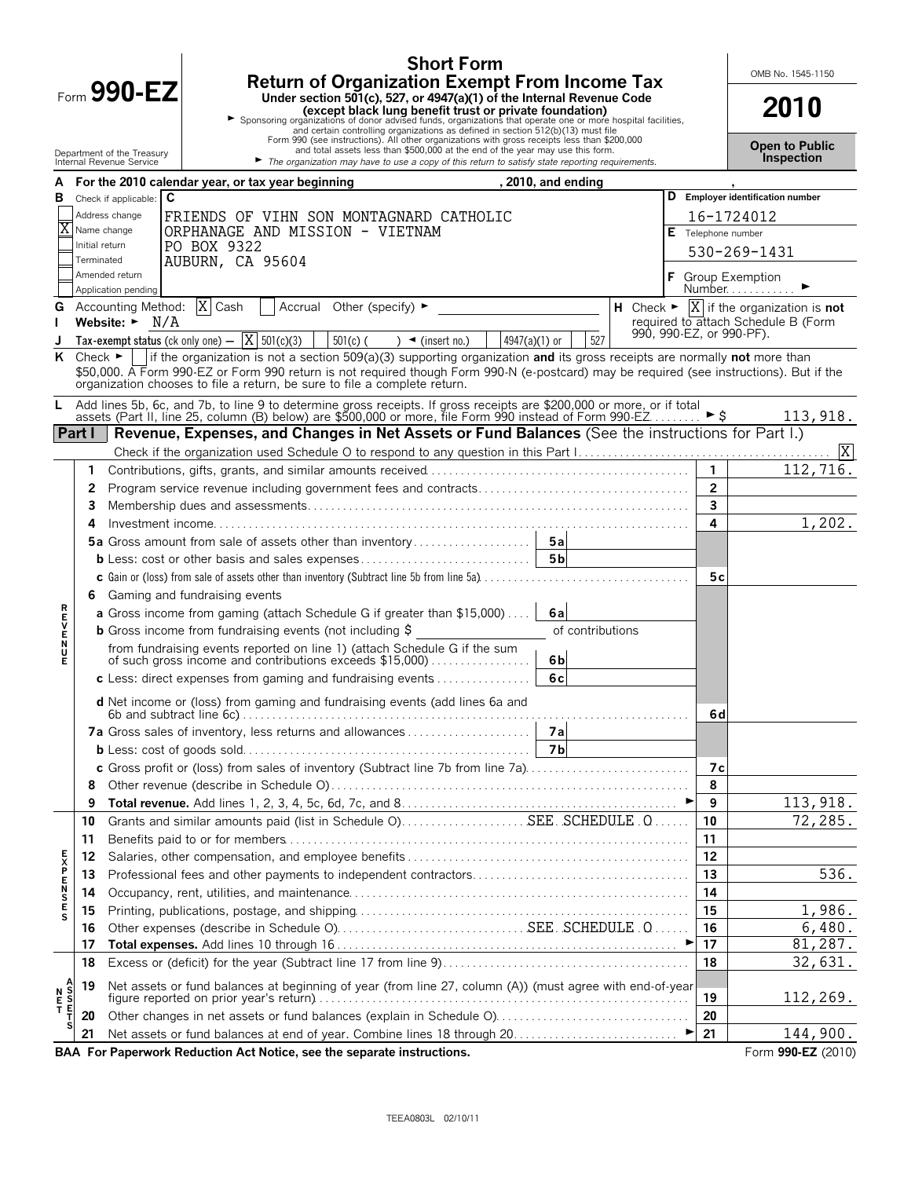# Short Form
## Return of Organization Exempt From Income Tax

Form **990-EZ**

**Under section 501(c), 527, or 4947(a)(1) of the Internal Revenue Code (except black lung benefit trust or private foundation)**

► Sponsoring organizations of donor advised funds, organizations that operate one or more hospital facilities, and certain controlling organizations as defined in section 512(b)(13) must file Form 990 (see instructions). All other organizations with gross receipts less than $200,000 and total assets less than $500,000 at the end of the year may use this form.

► *The organization may have to use a copy of this return to satisfy state reporting requirements.*

Department of the Treasury
Internal Revenue Service

OMB No. 1545-1150

**2010**

**Open to Public Inspection**

**A** For the 2010 calendar year, or tax year beginning , 2010, and ending ,

**B** Check if applicable:
- Address change
- [X] Name change
- Initial return
- Terminated
- Amended return
- Application pending

**C** FRIENDS OF VIHN SON MONTAGNARD CATHOLIC ORPHANAGE AND MISSION - VIETNAM
PO BOX 9322
AUBURN, CA 95604

**D** Employer identification number: 16-1724012

**E** Telephone number: 530-269-1431

**F** Group Exemption Number ►

**G** Accounting Method: [X] Cash [ ] Accrual Other (specify) ►

**H** Check ► [X] if the organization is **not** required to attach Schedule B (Form 990, 990-EZ, or 990-PF).

**I** Website: ► N/A

**J** Tax-exempt status (ck only one) — [X] 501(c)(3) [ ] 501(c) ( ) ◄ (insert no.) [ ] 4947(a)(1) or [ ] 527

**K** Check ► [ ] if the organization is not a section 509(a)(3) supporting organization **and** its gross receipts are normally **not** more than $50,000. A Form 990-EZ or Form 990 return is not required though Form 990-N (e-postcard) may be required (see instructions). But if the organization chooses to file a return, be sure to file a complete return.

**L** Add lines 5b, 6c, and 7b, to line 9 to determine gross receipts. If gross receipts are $200,000 or more, or if total assets (Part II, line 25, column (B) below) are $500,000 or more, file Form 990 instead of Form 990-EZ ► $ 113,918.

## Part I — Revenue, Expenses, and Changes in Net Assets or Fund Balances (See the instructions for Part I.)

Check if the organization used Schedule O to respond to any question in this Part I [X]

| | Line | Description | | | Line | Amount |
|---|---|---|---|---|---|---|
| **REVENUE** | 1 | Contributions, gifts, grants, and similar amounts received | | | 1 | 112,716. |
| | 2 | Program service revenue including government fees and contracts | | | 2 | |
| | 3 | Membership dues and assessments | | | 3 | |
| | 4 | Investment income | | | 4 | 1,202. |
| | 5a | Gross amount from sale of assets other than inventory | 5a | | | |
| | b | Less: cost or other basis and sales expenses | 5b | | | |
| | c | Gain or (loss) from sale of assets other than inventory (Subtract line 5b from line 5a) | | | 5c | |
| | 6 | Gaming and fundraising events | | | | |
| | a | Gross income from gaming (attach Schedule G if greater than $15,000) | 6a | | | |
| | b | Gross income from fundraising events (not including $ ____ of contributions from fundraising events reported on line 1) (attach Schedule G if the sum of such gross income and contributions exceeds $15,000) | 6b | | | |
| | c | Less: direct expenses from gaming and fundraising events | 6c | | | |
| | d | Net income or (loss) from gaming and fundraising events (add lines 6a and 6b and subtract line 6c) | | | 6d | |
| | 7a | Gross sales of inventory, less returns and allowances | 7a | | | |
| | b | Less: cost of goods sold | 7b | | | |
| | c | Gross profit or (loss) from sales of inventory (Subtract line 7b from line 7a) | | | 7c | |
| | 8 | Other revenue (describe in Schedule O) | | | 8 | |
| | 9 | **Total revenue.** Add lines 1, 2, 3, 4, 5c, 6d, 7c, and 8 ► | | | 9 | 113,918. |
| **EXPENSES** | 10 | Grants and similar amounts paid (list in Schedule O) SEE SCHEDULE O | | | 10 | 72,285. |
| | 11 | Benefits paid to or for members | | | 11 | |
| | 12 | Salaries, other compensation, and employee benefits | | | 12 | |
| | 13 | Professional fees and other payments to independent contractors | | | 13 | 536. |
| | 14 | Occupancy, rent, utilities, and maintenance | | | 14 | |
| | 15 | Printing, publications, postage, and shipping | | | 15 | 1,986. |
| | 16 | Other expenses (describe in Schedule O) SEE SCHEDULE O | | | 16 | 6,480. |
| | 17 | **Total expenses.** Add lines 10 through 16 ► | | | 17 | 81,287. |
| **NET ASSETS** | 18 | Excess or (deficit) for the year (Subtract line 17 from line 9) | | | 18 | 32,631. |
| | 19 | Net assets or fund balances at beginning of year (from line 27, column (A)) (must agree with end-of-year figure reported on prior year's return) | | | 19 | 112,269. |
| | 20 | Other changes in net assets or fund balances (explain in Schedule O) | | | 20 | |
| | 21 | Net assets or fund balances at end of year. Combine lines 18 through 20 ► | | | 21 | 144,900. |

**BAA For Paperwork Reduction Act Notice, see the separate instructions.** Form **990-EZ** (2010)

TEEA0803L 02/10/11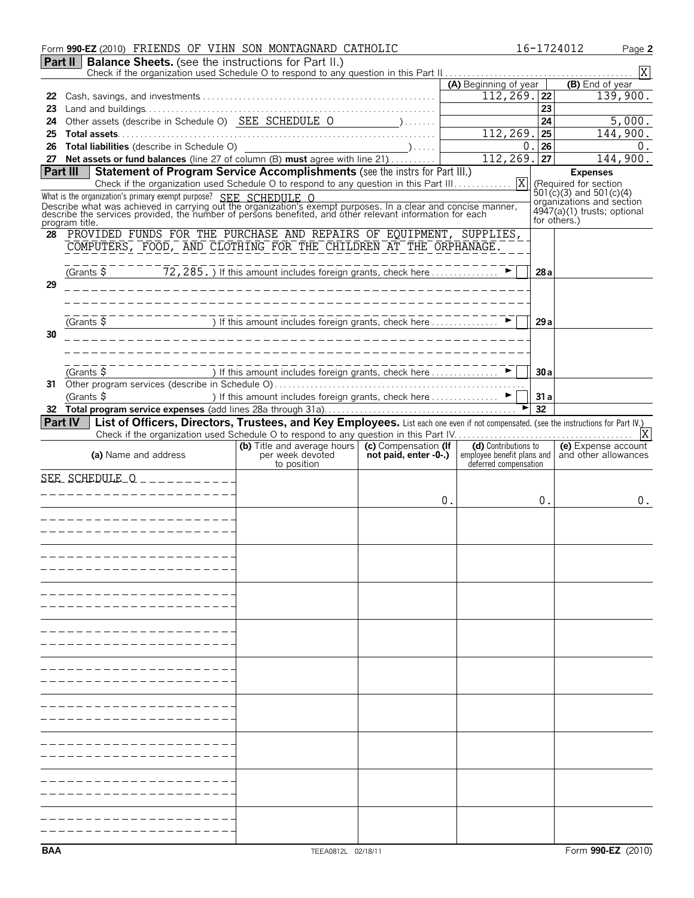Form **990-EZ** (2010) FRIENDS OF VIHN SON MONTAGNARD CATHOLIC 16-1724012 Page **2**

## Part II Balance Sheets. (see the instructions for Part II.)

Check if the organization used Schedule O to respond to any question in this Part II [X]

| | | (A) Beginning of year | | (B) End of year |
|---|---|---|---|---|
| 22 | Cash, savings, and investments | 112,269. | 22 | 139,900. |
| 23 | Land and buildings | | 23 | |
| 24 | Other assets (describe in Schedule O) SEE SCHEDULE O | | 24 | 5,000. |
| 25 | **Total assets** | 112,269. | 25 | 144,900. |
| 26 | **Total liabilities** (describe in Schedule O) | 0. | 26 | 0. |
| 27 | **Net assets or fund balances** (line 27 of column (B) **must** agree with line 21) | 112,269. | 27 | 144,900. |

## Part III Statement of Program Service Accomplishments (see the instrs for Part III.)

Check if the organization used Schedule O to respond to any question in this Part III [X]

**Expenses** (Required for section 501(c)(3) and 501(c)(4) organizations and section 4947(a)(1) trusts; optional for others.)

What is the organization's primary exempt purpose? SEE SCHEDULE O

Describe what was achieved in carrying out the organization's exempt purposes. In a clear and concise manner, describe the services provided, the number of persons benefited, and other relevant information for each program title.

| | | | |
|---|---|---|---|
| 28 | PROVIDED FUNDS FOR THE PURCHASE AND REPAIRS OF EQUIPMENT, SUPPLIES, COMPUTERS, FOOD, AND CLOTHING FOR THE CHILDREN AT THE ORPHANAGE. | | |
| | (Grants $ 72,285. ) If this amount includes foreign grants, check here [ ] | 28a | |
| 29 | | | |
| | (Grants $ ) If this amount includes foreign grants, check here [ ] | 29a | |
| 30 | | | |
| | (Grants $ ) If this amount includes foreign grants, check here [ ] | 30a | |
| 31 | Other program services (describe in Schedule O) | | |
| | (Grants $ ) If this amount includes foreign grants, check here [ ] | 31a | |
| 32 | **Total program service expenses** (add lines 28a through 31a) | 32 | |

## Part IV List of Officers, Directors, Trustees, and Key Employees. List each one even if not compensated. (see the instructions for Part IV.)

Check if the organization used Schedule O to respond to any question in this Part IV [X]

| (a) Name and address | (b) Title and average hours per week devoted to position | (c) Compensation (If not paid, enter -0-.) | (d) Contributions to employee benefit plans and deferred compensation | (e) Expense account and other allowances |
|---|---|---|---|---|
| SEE SCHEDULE O | | 0. | 0. | 0. |
| | | | | |
| | | | | |
| | | | | |
| | | | | |
| | | | | |
| | | | | |
| | | | | |
| | | | | |
| | | | | |

BAA TEEA0812L 02/18/11 Form **990-EZ** (2010)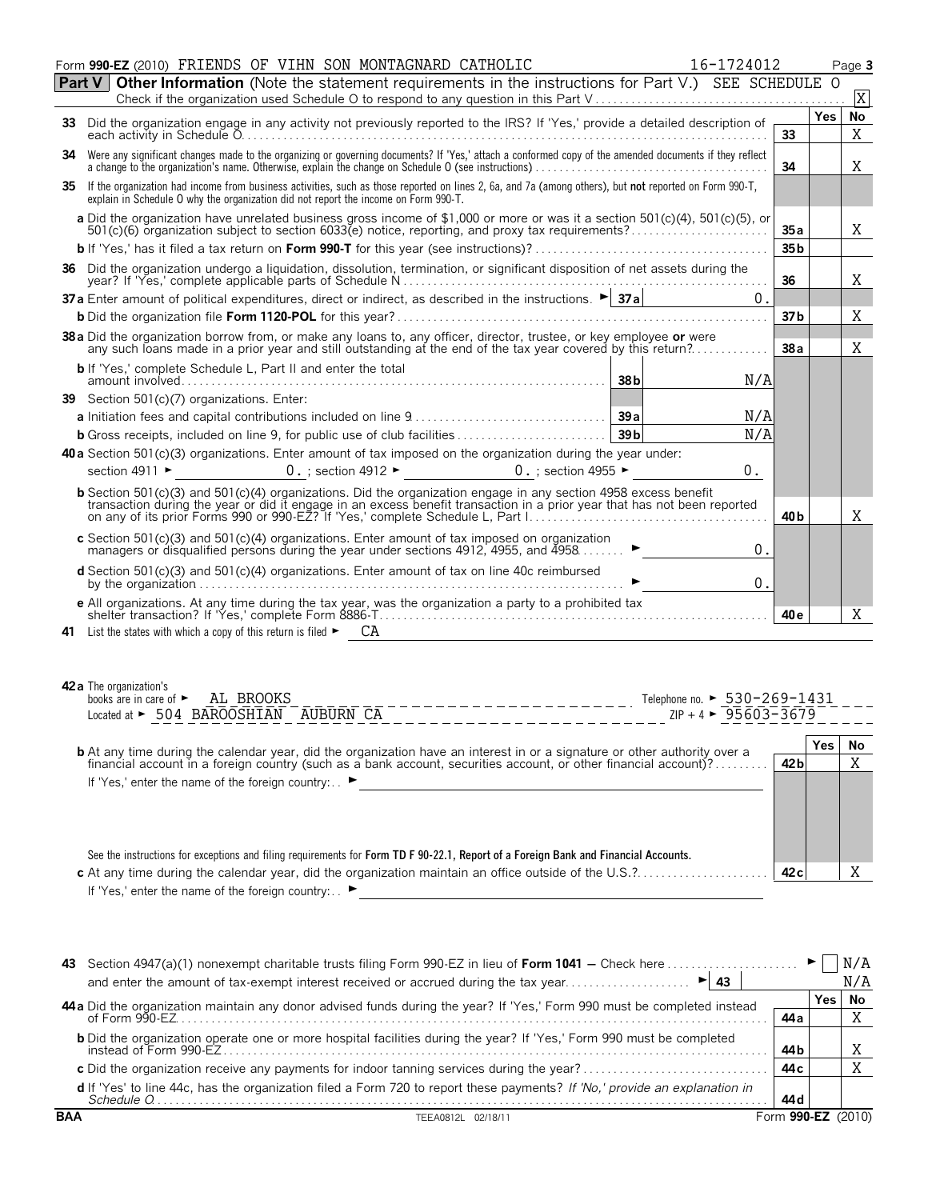Form **990-EZ** (2010) FRIENDS OF VIHN SON MONTAGNARD CATHOLIC 16-1724012 Page **3**

**Part V** **Other Information** (Note the statement requirements in the instructions for Part V.) SEE SCHEDULE O

Check if the organization used Schedule O to respond to any question in this Part V . . . . . . . . . . X

| | | | Yes | No |
|---|---|---|---|---|
| **33** | Did the organization engage in any activity not previously reported to the IRS? If 'Yes,' provide a detailed description of each activity in Schedule O | 33 | | X |
| **34** | Were any significant changes made to the organizing or governing documents? If 'Yes,' attach a conformed copy of the amended documents if they reflect a change to the organization's name. Otherwise, explain the change on Schedule O (see instructions) | 34 | | X |
| **35** | If the organization had income from business activities, such as those reported on lines 2, 6a, and 7a (among others), but **not** reported on Form 990-T, explain in Schedule O why the organization did not report the income on Form 990-T. | | | |
| | **a** Did the organization have unrelated business gross income of $1,000 or more or was it a section 501(c)(4), 501(c)(5), or 501(c)(6) organization subject to section 6033(e) notice, reporting, and proxy tax requirements? | 35a | | X |
| | **b** If 'Yes,' has it filed a tax return on **Form 990-T** for this year (see instructions)? | 35b | | |
| **36** | Did the organization undergo a liquidation, dissolution, termination, or significant disposition of net assets during the year? If 'Yes,' complete applicable parts of Schedule N | 36 | | X |
| **37a** | Enter amount of political expenditures, direct or indirect, as described in the instructions. ► 37a 0. | | | |
| | **b** Did the organization file **Form 1120-POL** for this year? | 37b | | X |
| **38a** | Did the organization borrow from, or make any loans to, any officer, director, trustee, or key employee **or** were any such loans made in a prior year and still outstanding at the end of the tax year covered by this return? | 38a | | X |
| | **b** If 'Yes,' complete Schedule L, Part II and enter the total amount involved . . . 38b N/A | | | |
| **39** | Section 501(c)(7) organizations. Enter: | | | |
| | **a** Initiation fees and capital contributions included on line 9 . . . 39a N/A | | | |
| | **b** Gross receipts, included on line 9, for public use of club facilities . . . 39b N/A | | | |
| **40a** | Section 501(c)(3) organizations. Enter amount of tax imposed on the organization during the year under: section 4911 ► 0. ; section 4912 ► 0. ; section 4955 ► 0. | | | |
| | **b** Section 501(c)(3) and 501(c)(4) organizations. Did the organization engage in any section 4958 excess benefit transaction during the year or did it engage in an excess benefit transaction in a prior year that has not been reported on any of its prior Forms 990 or 990-EZ? If 'Yes,' complete Schedule L, Part I | 40b | | X |
| | **c** Section 501(c)(3) and 501(c)(4) organizations. Enter amount of tax imposed on organization managers or disqualified persons during the year under sections 4912, 4955, and 4958 . . . ► 0. | | | |
| | **d** Section 501(c)(3) and 501(c)(4) organizations. Enter amount of tax on line 40c reimbursed by the organization . . . ► 0. | | | |
| | **e** All organizations. At any time during the tax year, was the organization a party to a prohibited tax shelter transaction? If 'Yes,' complete Form 8886-T | 40e | | X |

**41** List the states with which a copy of this return is filed ► CA

**42a** The organization's books are in care of ► AL BROOKS Telephone no. ► 530-269-1431
Located at ► 504 BAROOSHIAN AUBURN CA ZIP + 4 ► 95603-3679

| | | | Yes | No |
|---|---|---|---|---|
| **b** | At any time during the calendar year, did the organization have an interest in or a signature or other authority over a financial account in a foreign country (such as a bank account, securities account, or other financial account)? If 'Yes,' enter the name of the foreign country: ► See the instructions for exceptions and filing requirements for **Form TD F 90-22.1, Report of a Foreign Bank and Financial Accounts.** | 42b | | X |
| **c** | At any time during the calendar year, did the organization maintain an office outside of the U.S.? If 'Yes,' enter the name of the foreign country: ► | 42c | | X |

**43** Section 4947(a)(1) nonexempt charitable trusts filing Form 990-EZ in lieu of **Form 1041** — Check here . . . ► N/A
and enter the amount of tax-exempt interest received or accrued during the tax year . . . ► 43 N/A

| | | | Yes | No |
|---|---|---|---|---|
| **44a** | Did the organization maintain any donor advised funds during the year? If 'Yes,' Form 990 must be completed instead of Form 990-EZ | 44a | | X |
| **b** | Did the organization operate one or more hospital facilities during the year? If 'Yes,' Form 990 must be completed instead of Form 990-EZ | 44b | | X |
| **c** | Did the organization receive any payments for indoor tanning services during the year? | 44c | | X |
| **d** | If 'Yes' to line 44c, has the organization filed a Form 720 to report these payments? *If 'No,' provide an explanation in Schedule O* | 44d | | |

**BAA** TEEA0812L 02/18/11 Form **990-EZ** (2010)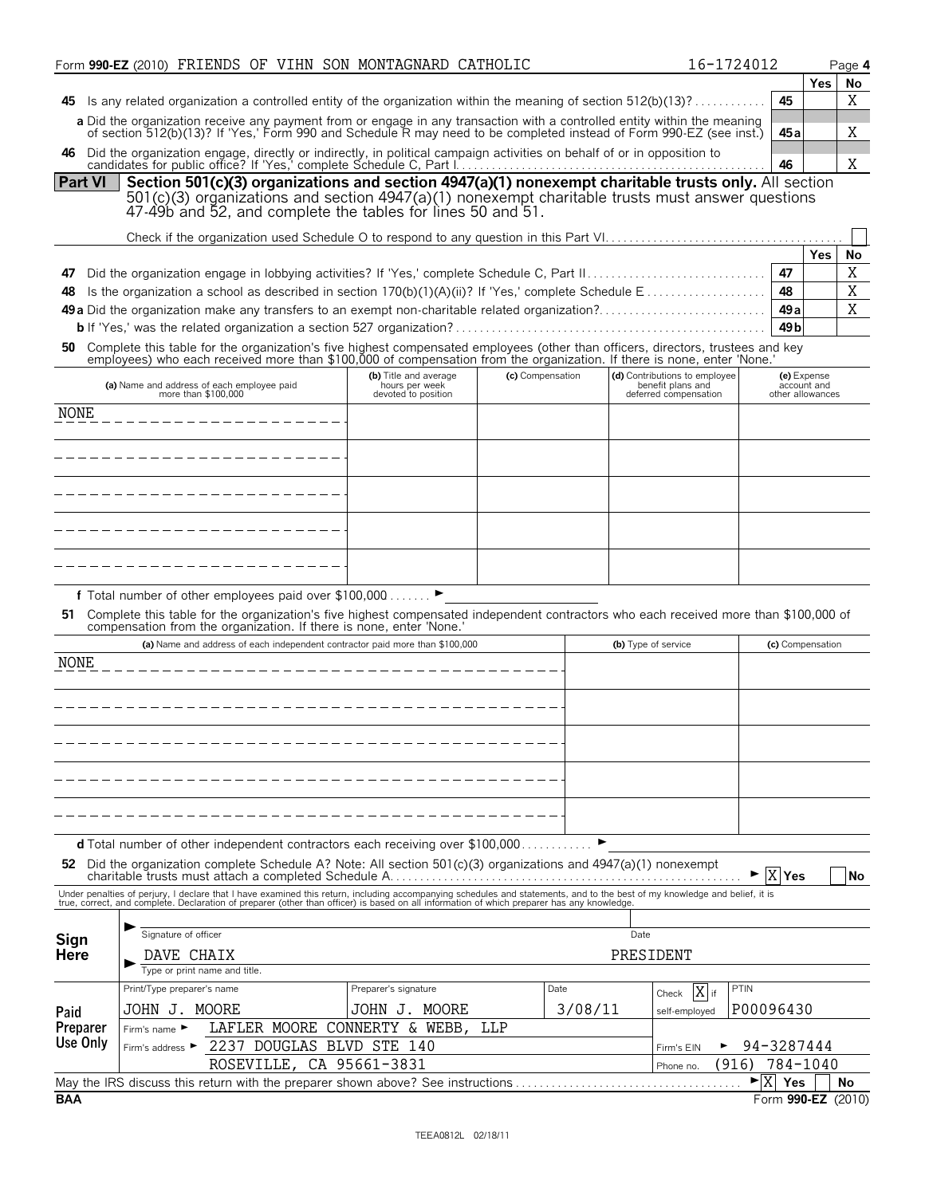Form **990-EZ** (2010) FRIENDS OF VIHN SON MONTAGNARD CATHOLIC 16-1724012 Page **4**

| | | Yes | No |
|---|---|---|---|
| **45** Is any related organization a controlled entity of the organization within the meaning of section 512(b)(13)? | 45 | | X |
| **a** Did the organization receive any payment from or engage in any transaction with a controlled entity within the meaning of section 512(b)(13)? If 'Yes,' Form 990 and Schedule R may need to be completed instead of Form 990-EZ (see inst.) | 45a | | X |
| **46** Did the organization engage, directly or indirectly, in political campaign activities on behalf of or in opposition to candidates for public office? If 'Yes,' complete Schedule C, Part I | 46 | | X |

## Part VI Section 501(c)(3) organizations and section 4947(a)(1) nonexempt charitable trusts only. 

All section 501(c)(3) organizations and section 4947(a)(1) nonexempt charitable trusts must answer questions 47-49b and 52, and complete the tables for lines 50 and 51.

Check if the organization used Schedule O to respond to any question in this Part VI ☐

| | | Yes | No |
|---|---|---|---|
| **47** Did the organization engage in lobbying activities? If 'Yes,' complete Schedule C, Part II | 47 | | X |
| **48** Is the organization a school as described in section 170(b)(1)(A)(ii)? If 'Yes,' complete Schedule E | 48 | | X |
| **49a** Did the organization make any transfers to an exempt non-charitable related organization? | 49a | | X |
| **b** If 'Yes,' was the related organization a section 527 organization? | 49b | | |

**50** Complete this table for the organization's five highest compensated employees (other than officers, directors, trustees and key employees) who each received more than $100,000 of compensation from the organization. If there is none, enter 'None.'

| (a) Name and address of each employee paid more than $100,000 | (b) Title and average hours per week devoted to position | (c) Compensation | (d) Contributions to employee benefit plans and deferred compensation | (e) Expense account and other allowances |
|---|---|---|---|---|
| NONE | | | | |
| | | | | |
| | | | | |
| | | | | |
| | | | | |

**f** Total number of other employees paid over $100,000 ►

**51** Complete this table for the organization's five highest compensated independent contractors who each received more than $100,000 of compensation from the organization. If there is none, enter 'None.'

| (a) Name and address of each independent contractor paid more than $100,000 | (b) Type of service | (c) Compensation |
|---|---|---|
| NONE | | |
| | | |
| | | |
| | | |
| | | |

**d** Total number of other independent contractors each receiving over $100,000 ►

**52** Did the organization complete Schedule A? Note: All section 501(c)(3) organizations and 4947(a)(1) nonexempt charitable trusts must attach a completed Schedule A ► [X] Yes [ ] No

Under penalties of perjury, I declare that I have examined this return, including accompanying schedules and statements, and to the best of my knowledge and belief, it is true, correct, and complete. Declaration of preparer (other than officer) is based on all information of which preparer has any knowledge.

**Sign Here**

Signature of officer — Date

DAVE CHAIX PRESIDENT

Type or print name and title.

**Paid Preparer Use Only**

| Print/Type preparer's name | Preparer's signature | Date | Check [X] if self-employed | PTIN |
|---|---|---|---|---|
| JOHN J. MOORE | JOHN J. MOORE | 3/08/11 | | P00096430 |

Firm's name ► LAFLER MOORE CONNERTY & WEBB, LLP

Firm's address ► 2237 DOUGLAS BLVD STE 140, ROSEVILLE, CA 95661-3831

Firm's EIN ► 94-3287444

Phone no. (916) 784-1040

May the IRS discuss this return with the preparer shown above? See instructions ► [X] Yes [ ] No

BAA Form **990-EZ** (2010)

TEEA0812L 02/18/11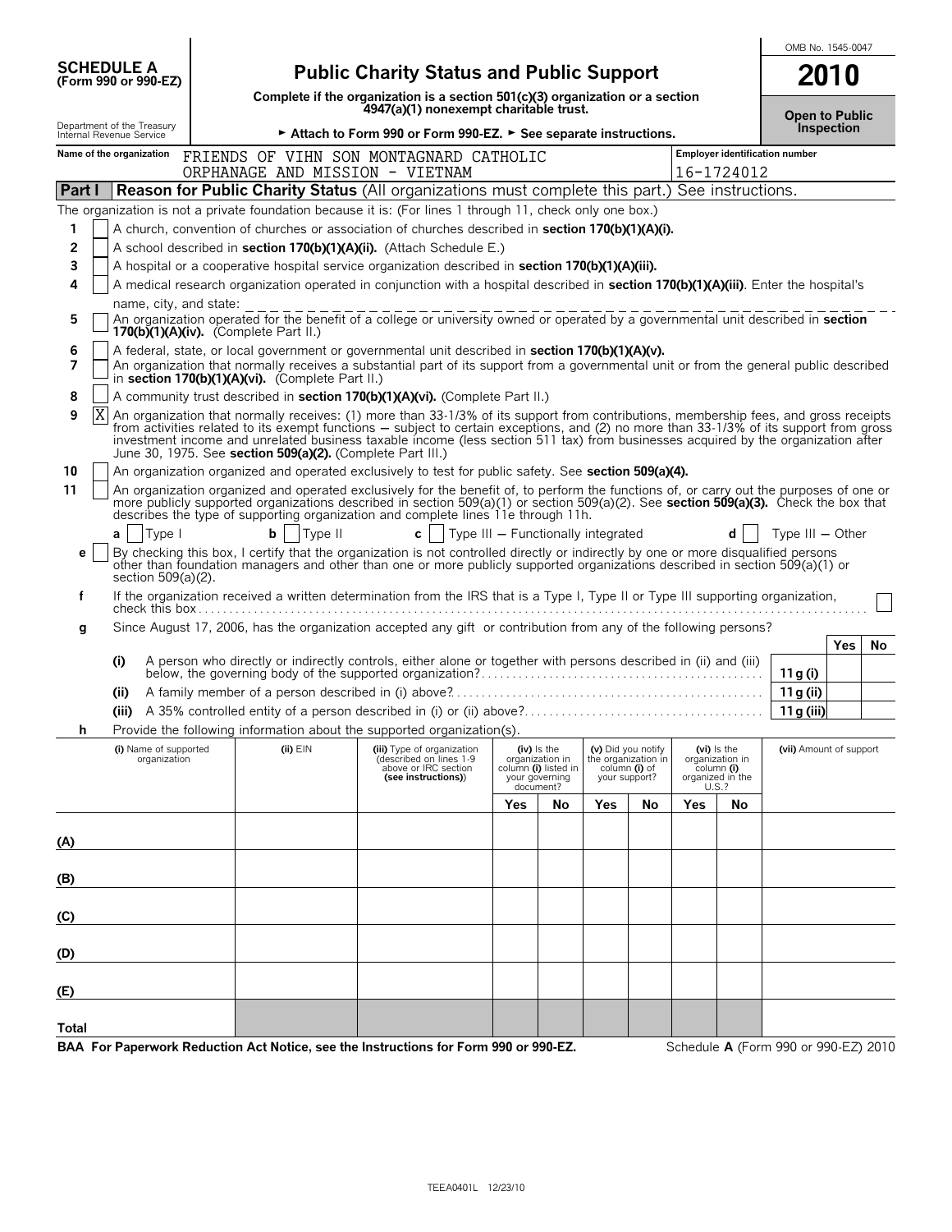**SCHEDULE A**
**(Form 990 or 990-EZ)**

Department of the Treasury
Internal Revenue Service

# Public Charity Status and Public Support

**Complete if the organization is a section 501(c)(3) organization or a section 4947(a)(1) nonexempt charitable trust.**

► **Attach to Form 990 or Form 990-EZ.** ► **See separate instructions.**

OMB No. 1545-0047

**2010**

**Open to Public Inspection**

| Name of the organization | Employer identification number |
|---|---|
| FRIENDS OF VIHN SON MONTAGNARD CATHOLIC ORPHANAGE AND MISSION - VIETNAM | 16-1724012 |

## Part I — Reason for Public Charity Status (All organizations must complete this part.) See instructions.

The organization is not a private foundation because it is: (For lines 1 through 11, check only one box.)

1. [ ] A church, convention of churches or association of churches described in **section 170(b)(1)(A)(i).**
2. [ ] A school described in **section 170(b)(1)(A)(ii).** (Attach Schedule E.)
3. [ ] A hospital or a cooperative hospital service organization described in **section 170(b)(1)(A)(iii).**
4. [ ] A medical research organization operated in conjunction with a hospital described in **section 170(b)(1)(A)(iii)**. Enter the hospital's name, city, and state: ____________
5. [ ] An organization operated for the benefit of a college or university owned or operated by a governmental unit described in **section 170(b)(1)(A)(iv).** (Complete Part II.)
6. [ ] A federal, state, or local government or governmental unit described in **section 170(b)(1)(A)(v).**
7. [ ] An organization that normally receives a substantial part of its support from a governmental unit or from the general public described in **section 170(b)(1)(A)(vi).** (Complete Part II.)
8. [ ] A community trust described in **section 170(b)(1)(A)(vi).** (Complete Part II.)
9. [X] An organization that normally receives: (1) more than 33-1/3% of its support from contributions, membership fees, and gross receipts from activities related to its exempt functions — subject to certain exceptions, and (2) no more than 33-1/3% of its support from gross investment income and unrelated business taxable income (less section 511 tax) from businesses acquired by the organization after June 30, 1975. See **section 509(a)(2).** (Complete Part III.)
10. [ ] An organization organized and operated exclusively to test for public safety. See **section 509(a)(4).**
11. [ ] An organization organized and operated exclusively for the benefit of, to perform the functions of, or carry out the purposes of one or more publicly supported organizations described in section 509(a)(1) or section 509(a)(2). See **section 509(a)(3).** Check the box that describes the type of supporting organization and complete lines 11e through 11h.

   **a** [ ] Type I  **b** [ ] Type II  **c** [ ] Type III — Functionally integrated  **d** [ ] Type III — Other

   **e** [ ] By checking this box, I certify that the organization is not controlled directly or indirectly by one or more disqualified persons other than foundation managers and other than one or more publicly supported organizations described in section 509(a)(1) or section 509(a)(2).

   **f** If the organization received a written determination from the IRS that is a Type I, Type II or Type III supporting organization, check this box [ ]

   **g** Since August 17, 2006, has the organization accepted any gift or contribution from any of the following persons?

| | | | Yes | No |
|---|---|---|---|---|
| (i) | A person who directly or indirectly controls, either alone or together with persons described in (ii) and (iii) below, the governing body of the supported organization? | 11g (i) | | |
| (ii) | A family member of a person described in (i) above? | 11g (ii) | | |
| (iii) | A 35% controlled entity of a person described in (i) or (ii) above? | 11g (iii) | | |

   **h** Provide the following information about the supported organization(s).

| (i) Name of supported organization | (ii) EIN | (iii) Type of organization (described on lines 1-9 above or IRC section (see instructions)) | (iv) Is the organization in column (i) listed in your governing document? Yes | No | (v) Did you notify the organization in column (i) of your support? Yes | No | (vi) Is the organization in column (i) organized in the U.S.? Yes | No | (vii) Amount of support |
|---|---|---|---|---|---|---|---|---|---|
| (A) | | | | | | | | | |
| (B) | | | | | | | | | |
| (C) | | | | | | | | | |
| (D) | | | | | | | | | |
| (E) | | | | | | | | | |
| Total | | | | | | | | | |

**BAA For Paperwork Reduction Act Notice, see the Instructions for Form 990 or 990-EZ.**  Schedule **A** (Form 990 or 990-EZ) 2010

TEEA0401L 12/23/10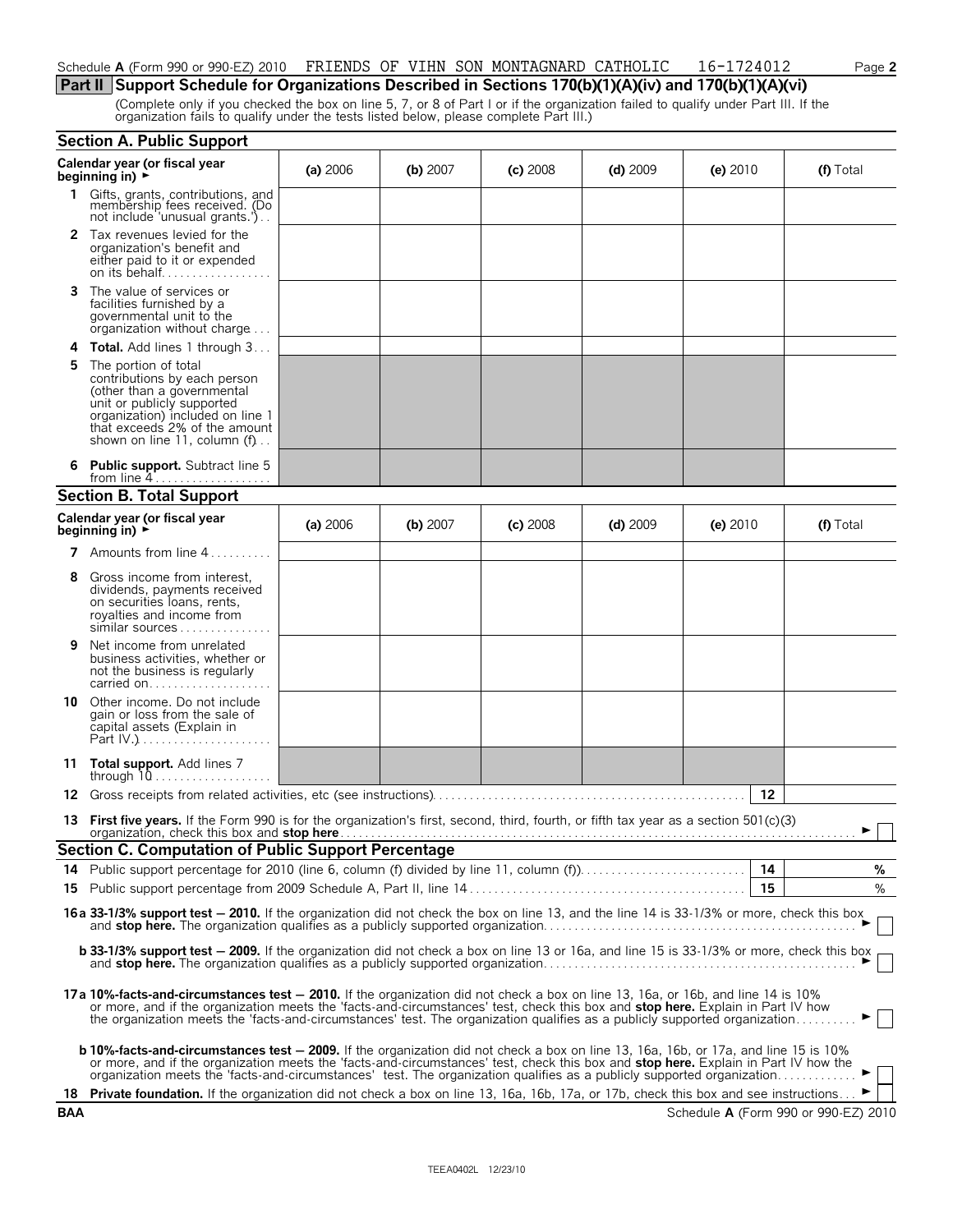Schedule A (Form 990 or 990-EZ) 2010 FRIENDS OF VIHN SON MONTAGNARD CATHOLIC 16-1724012 Page 2

## Part II Support Schedule for Organizations Described in Sections 170(b)(1)(A)(iv) and 170(b)(1)(A)(vi)

(Complete only if you checked the box on line 5, 7, or 8 of Part I or if the organization failed to qualify under Part III. If the organization fails to qualify under the tests listed below, please complete Part III.)

### Section A. Public Support

| Calendar year (or fiscal year beginning in) ► | (a) 2006 | (b) 2007 | (c) 2008 | (d) 2009 | (e) 2010 | (f) Total |
|---|---|---|---|---|---|---|
| 1 Gifts, grants, contributions, and membership fees received. (Do not include 'unusual grants.') | | | | | | |
| 2 Tax revenues levied for the organization's benefit and either paid to it or expended on its behalf | | | | | | |
| 3 The value of services or facilities furnished by a governmental unit to the organization without charge | | | | | | |
| 4 **Total.** Add lines 1 through 3 | | | | | | |
| 5 The portion of total contributions by each person (other than a governmental unit or publicly supported organization) included on line 1 that exceeds 2% of the amount shown on line 11, column (f) | | | | | | |
| 6 **Public support.** Subtract line 5 from line 4 | | | | | | |

### Section B. Total Support

| Calendar year (or fiscal year beginning in) ► | (a) 2006 | (b) 2007 | (c) 2008 | (d) 2009 | (e) 2010 | (f) Total |
|---|---|---|---|---|---|---|
| 7 Amounts from line 4 | | | | | | |
| 8 Gross income from interest, dividends, payments received on securities loans, rents, royalties and income from similar sources | | | | | | |
| 9 Net income from unrelated business activities, whether or not the business is regularly carried on | | | | | | |
| 10 Other income. Do not include gain or loss from the sale of capital assets (Explain in Part IV.) | | | | | | |
| 11 **Total support.** Add lines 7 through 10 | | | | | | |

12 Gross receipts from related activities, etc (see instructions) | 12 |

13 **First five years.** If the Form 990 is for the organization's first, second, third, fourth, or fifth tax year as a section 501(c)(3) organization, check this box and **stop here** ► ☐

### Section C. Computation of Public Support Percentage

14 Public support percentage for 2010 (line 6, column (f) divided by line 11, column (f)) | 14 | %

15 Public support percentage from 2009 Schedule A, Part II, line 14 | 15 | %

**16a 33-1/3% support test — 2010.** If the organization did not check the box on line 13, and the line 14 is 33-1/3% or more, check this box and **stop here.** The organization qualifies as a publicly supported organization ► ☐

**b 33-1/3% support test — 2009.** If the organization did not check a box on line 13 or 16a, and line 15 is 33-1/3% or more, check this box and **stop here.** The organization qualifies as a publicly supported organization ► ☐

**17a 10%-facts-and-circumstances test — 2010.** If the organization did not check a box on line 13, 16a, or 16b, and line 14 is 10% or more, and if the organization meets the 'facts-and-circumstances' test, check this box and **stop here.** Explain in Part IV how the organization meets the 'facts-and-circumstances' test. The organization qualifies as a publicly supported organization ► ☐

**b 10%-facts-and-circumstances test — 2009.** If the organization did not check a box on line 13, 16a, 16b, or 17a, and line 15 is 10% or more, and if the organization meets the 'facts-and-circumstances' test, check this box and **stop here.** Explain in Part IV how the organization meets the 'facts-and-circumstances' test. The organization qualifies as a publicly supported organization ► ☐

18 **Private foundation.** If the organization did not check a box on line 13, 16a, 16b, 17a, or 17b, check this box and see instructions ► ☐

BAA Schedule A (Form 990 or 990-EZ) 2010

TEEA0402L 12/23/10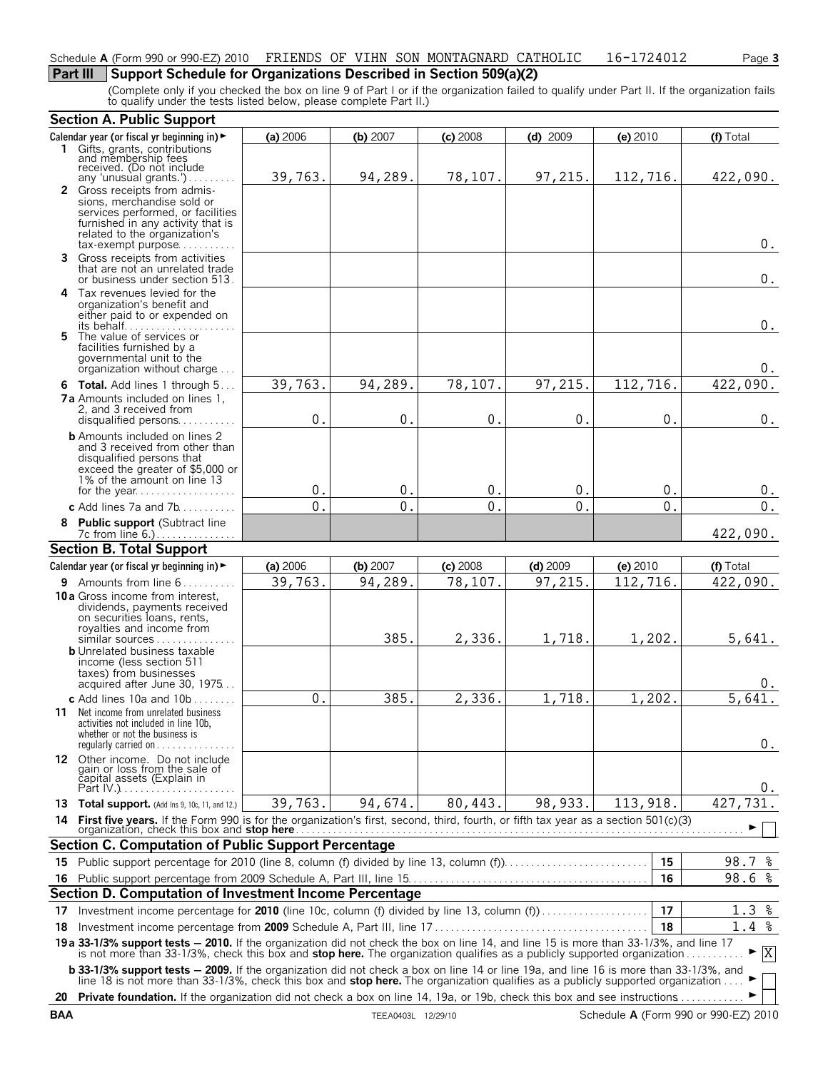Schedule **A** (Form 990 or 990-EZ) 2010 FRIENDS OF VIHN SON MONTAGNARD CATHOLIC 16-1724012

## Part III Support Schedule for Organizations Described in Section 509(a)(2)

(Complete only if you checked the box on line 9 of Part I or if the organization failed to qualify under Part II. If the organization fails to qualify under the tests listed below, please complete Part II.)

### Section A. Public Support

| Calendar year (or fiscal yr beginning in) ► | (a) 2006 | (b) 2007 | (c) 2008 | (d) 2009 | (e) 2010 | (f) Total |
|---|---|---|---|---|---|---|
| **1** Gifts, grants, contributions and membership fees received. (Do not include any 'unusual grants.') | 39,763. | 94,289. | 78,107. | 97,215. | 112,716. | 422,090. |
| **2** Gross receipts from admissions, merchandise sold or services performed, or facilities furnished in any activity that is related to the organization's tax-exempt purpose | | | | | | 0. |
| **3** Gross receipts from activities that are not an unrelated trade or business under section 513 | | | | | | 0. |
| **4** Tax revenues levied for the organization's benefit and either paid to or expended on its behalf | | | | | | 0. |
| **5** The value of services or facilities furnished by a governmental unit to the organization without charge | | | | | | 0. |
| **6 Total.** Add lines 1 through 5 | 39,763. | 94,289. | 78,107. | 97,215. | 112,716. | 422,090. |
| **7a** Amounts included on lines 1, 2, and 3 received from disqualified persons | 0. | 0. | 0. | 0. | 0. | 0. |
| **b** Amounts included on lines 2 and 3 received from other than disqualified persons that exceed the greater of $5,000 or 1% of the amount on line 13 for the year | 0. | 0. | 0. | 0. | 0. | 0. |
| **c** Add lines 7a and 7b | 0. | 0. | 0. | 0. | 0. | 0. |
| **8 Public support** (Subtract line 7c from line 6.) | | | | | | 422,090. |

### Section B. Total Support

| Calendar year (or fiscal yr beginning in) ► | (a) 2006 | (b) 2007 | (c) 2008 | (d) 2009 | (e) 2010 | (f) Total |
|---|---|---|---|---|---|---|
| **9** Amounts from line 6 | 39,763. | 94,289. | 78,107. | 97,215. | 112,716. | 422,090. |
| **10a** Gross income from interest, dividends, payments received on securities loans, rents, royalties and income from similar sources | | 385. | 2,336. | 1,718. | 1,202. | 5,641. |
| **b** Unrelated business taxable income (less section 511 taxes) from businesses acquired after June 30, 1975 | | | | | | 0. |
| **c** Add lines 10a and 10b | 0. | 385. | 2,336. | 1,718. | 1,202. | 5,641. |
| **11** Net income from unrelated business activities not included in line 10b, whether or not the business is regularly carried on | | | | | | 0. |
| **12** Other income. Do not include gain or loss from the sale of capital assets (Explain in Part IV.) | | | | | | 0. |
| **13 Total support.** (Add lns 9, 10c, 11, and 12.) | 39,763. | 94,674. | 80,443. | 98,933. | 113,918. | 427,731. |

**14 First five years.** If the Form 990 is for the organization's first, second, third, fourth, or fifth tax year as a section 501(c)(3) organization, check this box and **stop here** ► [ ]

### Section C. Computation of Public Support Percentage

| | | |
|---|---|---|
| **15** Public support percentage for 2010 (line 8, column (f) divided by line 13, column (f)) | **15** | 98.7 % |
| **16** Public support percentage from 2009 Schedule A, Part III, line 15 | **16** | 98.6 % |

### Section D. Computation of Investment Income Percentage

| | | |
|---|---|---|
| **17** Investment income percentage for **2010** (line 10c, column (f) divided by line 13, column (f)) | **17** | 1.3 % |
| **18** Investment income percentage from **2009** Schedule A, Part III, line 17 | **18** | 1.4 % |

**19a 33-1/3% support tests — 2010.** If the organization did not check the box on line 14, and line 15 is more than 33-1/3%, and line 17 is not more than 33-1/3%, check this box and **stop here.** The organization qualifies as a publicly supported organization ► [X]

**b 33-1/3% support tests — 2009.** If the organization did not check a box on line 14 or line 19a, and line 16 is more than 33-1/3%, and line 18 is not more than 33-1/3%, check this box and **stop here.** The organization qualifies as a publicly supported organization ► [ ]

**20 Private foundation.** If the organization did not check a box on line 14, 19a, or 19b, check this box and see instructions ► [ ]

BAA TEEA0403L 12/29/10 Schedule **A** (Form 990 or 990-EZ) 2010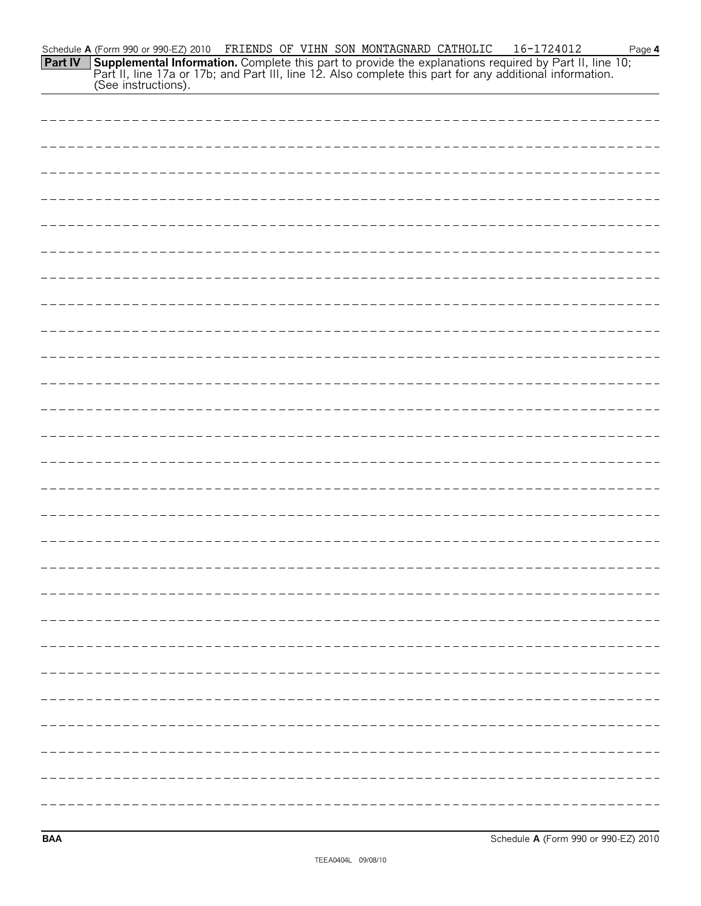Schedule A (Form 990 or 990-EZ) 2010 FRIENDS OF VIHN SON MONTAGNARD CATHOLIC 16-1724012 Page 4

**Part IV** **Supplemental Information.** Complete this part to provide the explanations required by Part II, line 10; Part II, line 17a or 17b; and Part III, line 12. Also complete this part for any additional information. (See instructions).

BAA Schedule A (Form 990 or 990-EZ) 2010

TEEA0404L 09/08/10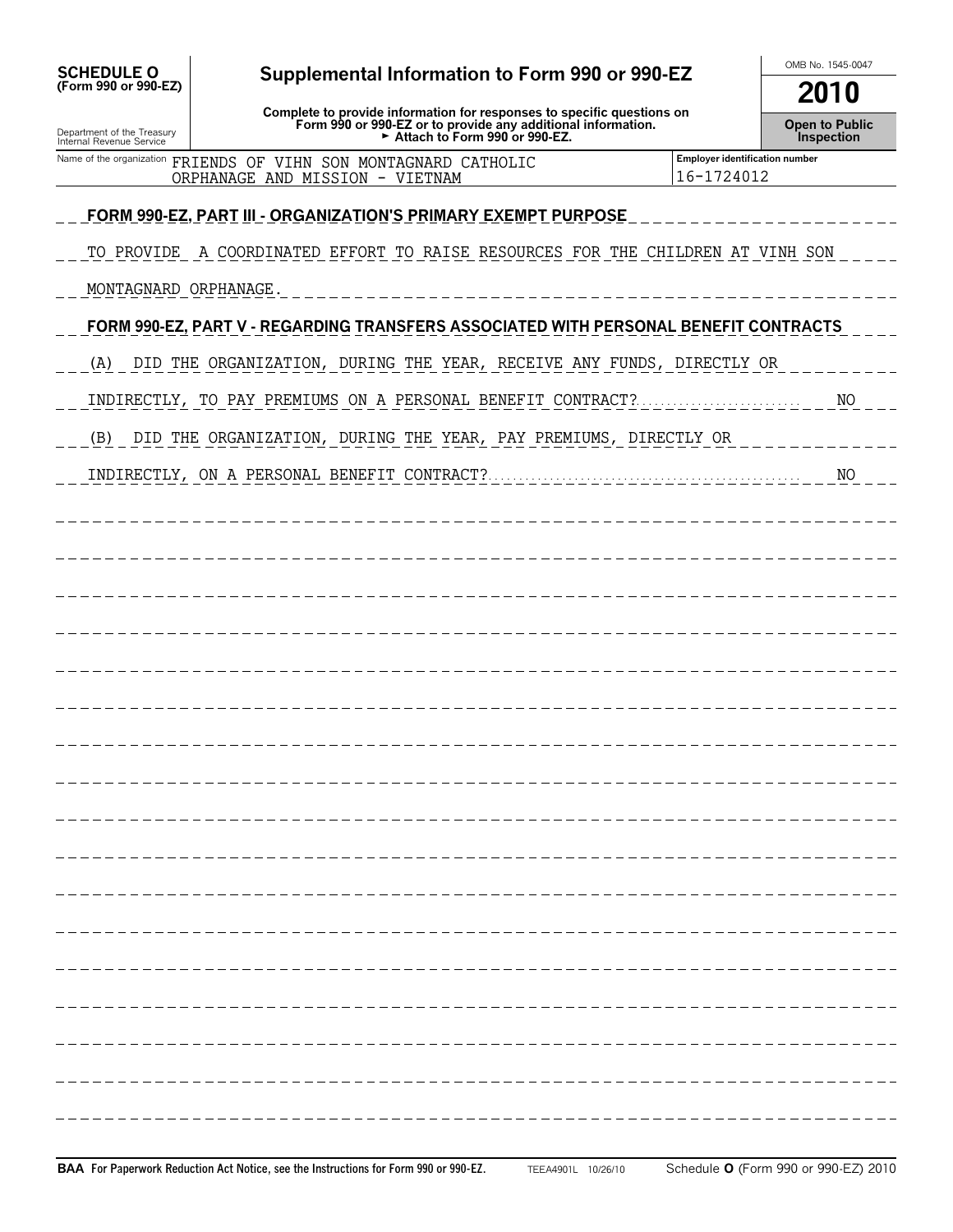**SCHEDULE O (Form 990 or 990-EZ)**

Department of the Treasury
Internal Revenue Service

# Supplemental Information to Form 990 or 990-EZ

**Complete to provide information for responses to specific questions on Form 990 or 990-EZ or to provide any additional information.**
**► Attach to Form 990 or 990-EZ.**

OMB No. 1545-0047

**2010**

**Open to Public Inspection**

| Name of the organization | Employer identification number |
|---|---|
| FRIENDS OF VIHN SON MONTAGNARD CATHOLIC ORPHANAGE AND MISSION - VIETNAM | 16-1724012 |

**FORM 990-EZ, PART III - ORGANIZATION'S PRIMARY EXEMPT PURPOSE**

TO PROVIDE A COORDINATED EFFORT TO RAISE RESOURCES FOR THE CHILDREN AT VINH SON MONTAGNARD ORPHANAGE.

**FORM 990-EZ, PART V - REGARDING TRANSFERS ASSOCIATED WITH PERSONAL BENEFIT CONTRACTS**

(A) DID THE ORGANIZATION, DURING THE YEAR, RECEIVE ANY FUNDS, DIRECTLY OR INDIRECTLY, TO PAY PREMIUMS ON A PERSONAL BENEFIT CONTRACT? NO

(B) DID THE ORGANIZATION, DURING THE YEAR, PAY PREMIUMS, DIRECTLY OR INDIRECTLY, ON A PERSONAL BENEFIT CONTRACT? NO

**BAA For Paperwork Reduction Act Notice, see the Instructions for Form 990 or 990-EZ.** TEEA4901L 10/26/10 Schedule **O** (Form 990 or 990-EZ) 2010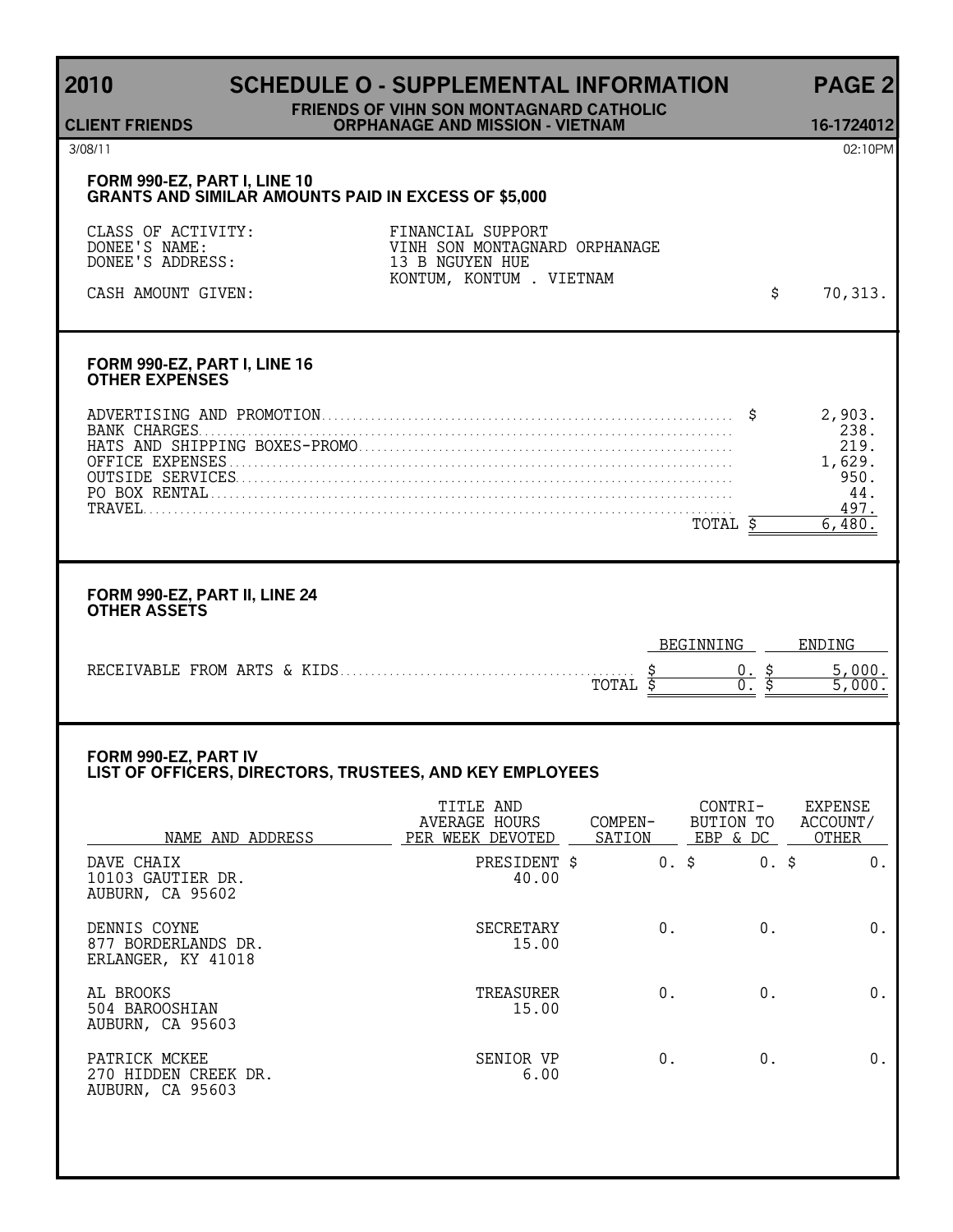# 2010 SCHEDULE O - SUPPLEMENTAL INFORMATION PAGE 2

**CLIENT FRIENDS** | **FRIENDS OF VIHN SON MONTAGNARD CATHOLIC ORPHANAGE AND MISSION - VIETNAM** | **16-1724012**

3/08/11 02:10PM

## FORM 990-EZ, PART I, LINE 10
## GRANTS AND SIMILAR AMOUNTS PAID IN EXCESS OF $5,000

CLASS OF ACTIVITY: FINANCIAL SUPPORT
DONEE'S NAME: VINH SON MONTAGNARD ORPHANAGE
DONEE'S ADDRESS: 13 B NGUYEN HUE
KONTUM, KONTUM . VIETNAM
CASH AMOUNT GIVEN: $ 70,313.

## FORM 990-EZ, PART I, LINE 16
## OTHER EXPENSES

| | |
|---|---|
| ADVERTISING AND PROMOTION | $ 2,903. |
| BANK CHARGES | 238. |
| HATS AND SHIPPING BOXES-PROMO | 219. |
| OFFICE EXPENSES | 1,629. |
| OUTSIDE SERVICES | 950. |
| PO BOX RENTAL | 44. |
| TRAVEL | 497. |
| TOTAL | $ 6,480. |

## FORM 990-EZ, PART II, LINE 24
## OTHER ASSETS

| | BEGINNING | ENDING |
|---|---|---|
| RECEIVABLE FROM ARTS & KIDS | $ 0. | $ 5,000. |
| TOTAL | $ 0. | $ 5,000. |

## FORM 990-EZ, PART IV
## LIST OF OFFICERS, DIRECTORS, TRUSTEES, AND KEY EMPLOYEES

| NAME AND ADDRESS | TITLE AND AVERAGE HOURS PER WEEK DEVOTED | COMPEN-SATION | CONTRI-BUTION TO EBP & DC | EXPENSE ACCOUNT/ OTHER |
|---|---|---|---|---|
| DAVE CHAIX<br>10103 GAUTIER DR.<br>AUBURN, CA 95602 | PRESIDENT<br>40.00 | $ 0. | $ 0. | $ 0. |
| DENNIS COYNE<br>877 BORDERLANDS DR.<br>ERLANGER, KY 41018 | SECRETARY<br>15.00 | 0. | 0. | 0. |
| AL BROOKS<br>504 BAROOSHIAN<br>AUBURN, CA 95603 | TREASURER<br>15.00 | 0. | 0. | 0. |
| PATRICK MCKEE<br>270 HIDDEN CREEK DR.<br>AUBURN, CA 95603 | SENIOR VP<br>6.00 | 0. | 0. | 0. |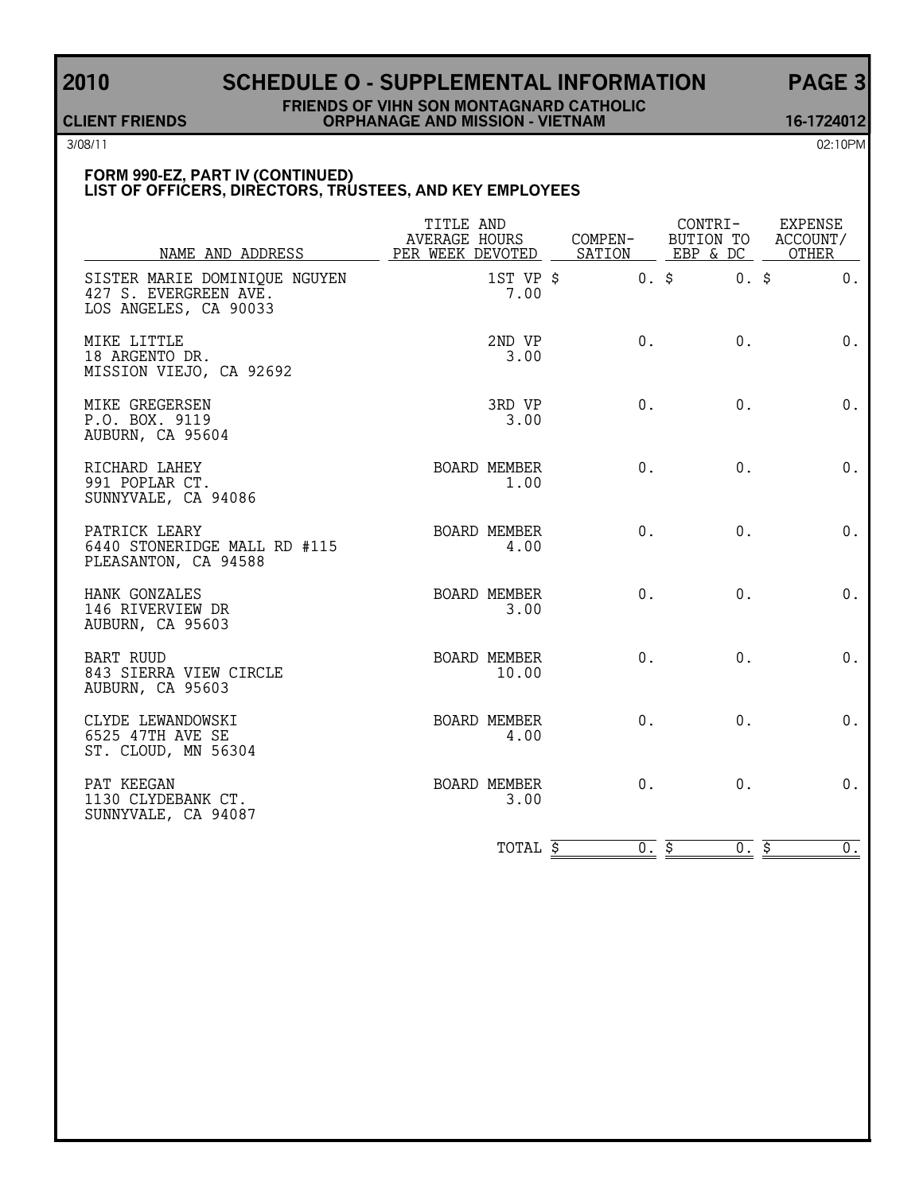# 2010 SCHEDULE O - SUPPLEMENTAL INFORMATION PAGE 3

**CLIENT FRIENDS** | **FRIENDS OF VIHN SON MONTAGNARD CATHOLIC ORPHANAGE AND MISSION - VIETNAM** | **16-1724012**

3/08/11 02:10PM

## FORM 990-EZ, PART IV (CONTINUED)
## LIST OF OFFICERS, DIRECTORS, TRUSTEES, AND KEY EMPLOYEES

| NAME AND ADDRESS | TITLE AND AVERAGE HOURS PER WEEK DEVOTED | COMPEN-SATION | CONTRI-BUTION TO EBP & DC | EXPENSE ACCOUNT/ OTHER |
|---|---|---|---|---|
| SISTER MARIE DOMINIQUE NGUYEN<br>427 S. EVERGREEN AVE.<br>LOS ANGELES, CA 90033 | 1ST VP<br>7.00 | $ 0. | $ 0. | $ 0. |
| MIKE LITTLE<br>18 ARGENTO DR.<br>MISSION VIEJO, CA 92692 | 2ND VP<br>3.00 | 0. | 0. | 0. |
| MIKE GREGERSEN<br>P.O. BOX. 9119<br>AUBURN, CA 95604 | 3RD VP<br>3.00 | 0. | 0. | 0. |
| RICHARD LAHEY<br>991 POPLAR CT.<br>SUNNYVALE, CA 94086 | BOARD MEMBER<br>1.00 | 0. | 0. | 0. |
| PATRICK LEARY<br>6440 STONERIDGE MALL RD #115<br>PLEASANTON, CA 94588 | BOARD MEMBER<br>4.00 | 0. | 0. | 0. |
| HANK GONZALES<br>146 RIVERVIEW DR<br>AUBURN, CA 95603 | BOARD MEMBER<br>3.00 | 0. | 0. | 0. |
| BART RUUD<br>843 SIERRA VIEW CIRCLE<br>AUBURN, CA 95603 | BOARD MEMBER<br>10.00 | 0. | 0. | 0. |
| CLYDE LEWANDOWSKI<br>6525 47TH AVE SE<br>ST. CLOUD, MN 56304 | BOARD MEMBER<br>4.00 | 0. | 0. | 0. |
| PAT KEEGAN<br>1130 CLYDEBANK CT.<br>SUNNYVALE, CA 94087 | BOARD MEMBER<br>3.00 | 0. | 0. | 0. |
| | TOTAL | $ 0. | $ 0. | $ 0. |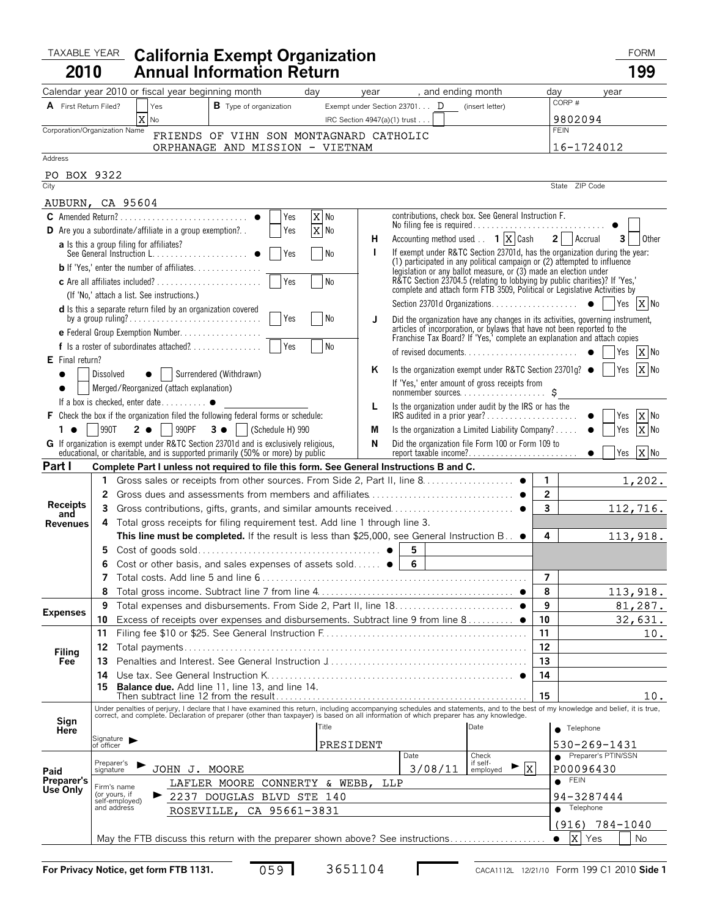TAXABLE YEAR **2010**

# California Exempt Organization Annual Information Return

FORM **199**

Calendar year 2010 or fiscal year beginning month ____ day ____ year ____, and ending month ____ day ____ year ____

**A** First Return Filed? [ ] Yes [X] No

**B** Type of organization: Exempt under Section 23701 . . . D (insert letter) IRC Section 4947(a)(1) trust . . . [ ]

CORP # 9802094

Corporation/Organization Name: FRIENDS OF VIHN SON MONTAGNARD CATHOLIC ORPHANAGE AND MISSION - VIETNAM

FEIN: 16-1724012

Address: PO BOX 9322

City / State / ZIP Code: AUBURN, CA 95604

**C** Amended Return? . . . ● [ ] Yes [X] No

**D** Are you a subordinate/affiliate in a group exemption? . . [ ] Yes [X] No

**a** Is this a group filing for affiliates? See General Instruction L . . . ● [ ] Yes [ ] No

**b** If 'Yes,' enter the number of affiliates . . .

**c** Are all affiliates included? . . . [ ] Yes [ ] No (If 'No,' attach a list. See instructions.)

**d** Is this a separate return filed by an organization covered by a group ruling? . . . [ ] Yes [ ] No

**e** Federal Group Exemption Number . . .

**f** Is a roster of subordinates attached? . . . [ ] Yes [ ] No

**E** Final return?

● [ ] Dissolved ● [ ] Surrendered (Withdrawn)

● [ ] Merged/Reorganized (attach explanation)

If a box is checked, enter date . . . ●

**F** Check the box if the organization filed the following federal forms or schedule:

1 ● [ ] 990T 2 ● [ ] 990PF 3 ● [ ] (Schedule H) 990

**G** If organization is exempt under R&TC Section 23701d and is exclusively religious, educational, or charitable, and is supported primarily (50% or more) by public contributions, check box. See General Instruction F. No filing fee is required . . . ● [ ]

**H** Accounting method used . . 1 [X] Cash 2 [ ] Accrual 3 [ ] Other

**I** If exempt under R&TC Section 23701d, has the organization during the year: (1) participated in any political campaign or (2) attempted to influence legislation or any ballot measure, or (3) made an election under R&TC Section 23704.5 (relating to lobbying by public charities)? If 'Yes,' complete and attach form FTB 3509, Political or Legislative Activities by Section 23701d Organizations . . . ● [ ] Yes [X] No

**J** Did the organization have any changes in its activities, governing instrument, articles of incorporation, or bylaws that have not been reported to the Franchise Tax Board? If 'Yes,' complete an explanation and attach copies of revised documents . . . ● [ ] Yes [X] No

**K** Is the organization exempt under R&TC Section 23701g? ● [ ] Yes [X] No

If 'Yes,' enter amount of gross receipts from nonmember sources . . . $

**L** Is the organization under audit by the IRS or has the IRS audited in a prior year? . . . ● [ ] Yes [X] No

**M** Is the organization a Limited Liability Company? . . . ● [ ] Yes [X] No

**N** Did the organization file Form 100 or Form 109 to report taxable income? . . . ● [ ] Yes [X] No

## Part I Complete Part I unless not required to file this form. See General Instructions B and C.

| Section | Line | Description | | Amount |
|---|---|---|---|---|
| Receipts and Revenues | 1 | Gross sales or receipts from other sources. From Side 2, Part II, line 8 ● | 1 | 1,202. |
| | 2 | Gross dues and assessments from members and affiliates ● | 2 | |
| | 3 | Gross contributions, gifts, grants, and similar amounts received ● | 3 | 112,716. |
| | 4 | Total gross receipts for filing requirement test. Add line 1 through line 3. **This line must be completed.** If the result is less than $25,000, see General Instruction B ● | 4 | 113,918. |
| | 5 | Cost of goods sold ● | 5 | |
| | 6 | Cost or other basis, and sales expenses of assets sold ● | 6 | |
| | 7 | Total costs. Add line 5 and line 6 | 7 | |
| | 8 | Total gross income. Subtract line 7 from line 4 ● | 8 | 113,918. |
| Expenses | 9 | Total expenses and disbursements. From Side 2, Part II, line 18 ● | 9 | 81,287. |
| | 10 | Excess of receipts over expenses and disbursements. Subtract line 9 from line 8 ● | 10 | 32,631. |
| Filing Fee | 11 | Filing fee $10 or $25. See General Instruction F | 11 | 10. |
| | 12 | Total payments | 12 | |
| | 13 | Penalties and Interest. See General Instruction J | 13 | |
| | 14 | Use tax. See General Instruction K ● | 14 | |
| | 15 | **Balance due.** Add line 11, line 13, and line 14. Then subtract line 12 from the result | 15 | 10. |

**Sign Here**

Under penalties of perjury, I declare that I have examined this return, including accompanying schedules and statements, and to the best of my knowledge and belief, it is true, correct, and complete. Declaration of preparer (other than taxpayer) is based on all information of which preparer has any knowledge.

Signature of officer ▶ Title: PRESIDENT Date: ● Telephone: 530-269-1431

**Paid Preparer's Use Only**

Preparer's signature ▶ JOHN J. MOORE Date: 3/08/11 Check if self-employed ▶ [X] ● Preparer's PTIN/SSN: P00096430

Firm's name (or yours, if self-employed) and address ▶ LAFLER MOORE CONNERTY & WEBB, LLP, 2237 DOUGLAS BLVD STE 140, ROSEVILLE, CA 95661-3831

● FEIN: 94-3287444

● Telephone: (916) 784-1040

May the FTB discuss this return with the preparer shown above? See instructions . . . ● [X] Yes [ ] No

For Privacy Notice, get form FTB 1131. 059 3651104 CACA1112L 12/21/10 Form 199 C1 2010 Side 1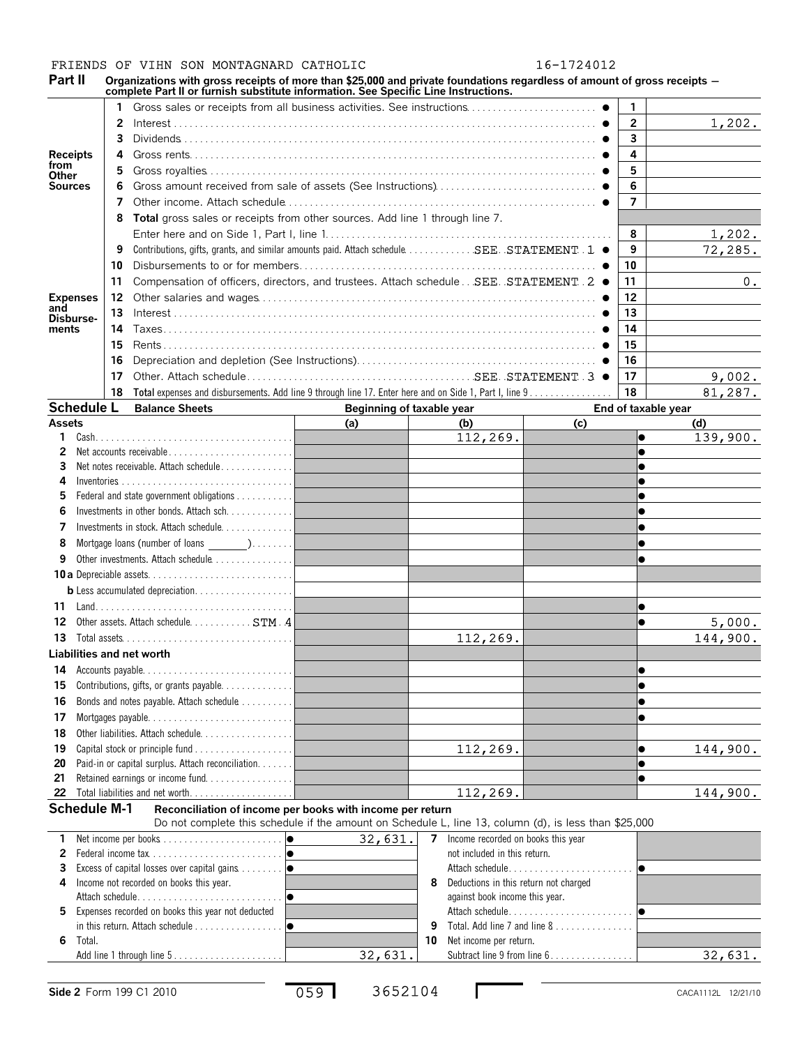FRIENDS OF VIHN SON MONTAGNARD CATHOLIC 16-1724012

## Part II Organizations with gross receipts of more than $25,000 and private foundations regardless of amount of gross receipts — complete Part II or furnish substitute information. See Specific Line Instructions.

| Section | Line | Description | Line No. | Amount |
|---|---|---|---|---|
| Receipts from Other Sources | 1 | Gross sales or receipts from all business activities. See instructions | 1 | |
| | 2 | Interest | 2 | 1,202. |
| | 3 | Dividends | 3 | |
| | 4 | Gross rents | 4 | |
| | 5 | Gross royalties | 5 | |
| | 6 | Gross amount received from sale of assets (See Instructions) | 6 | |
| | 7 | Other income. Attach schedule | 7 | |
| | 8 | **Total** gross sales or receipts from other sources. Add line 1 through line 7. Enter here and on Side 1, Part I, line 1 | 8 | 1,202. |
| Expenses and Disbursements | 9 | Contributions, gifts, grants, and similar amounts paid. Attach schedule SEE STATEMENT 1 | 9 | 72,285. |
| | 10 | Disbursements to or for members | 10 | |
| | 11 | Compensation of officers, directors, and trustees. Attach schedule SEE STATEMENT 2 | 11 | 0. |
| | 12 | Other salaries and wages | 12 | |
| | 13 | Interest | 13 | |
| | 14 | Taxes | 14 | |
| | 15 | Rents | 15 | |
| | 16 | Depreciation and depletion (See Instructions) | 16 | |
| | 17 | Other. Attach schedule SEE STATEMENT 3 | 17 | 9,002. |
| | 18 | **Total** expenses and disbursements. Add line 9 through line 17. Enter here and on Side 1, Part I, line 9 | 18 | 81,287. |

## Schedule L Balance Sheets

| | Beginning of taxable year (a) | (b) | End of taxable year (c) | (d) |
|---|---|---|---|---|
| **Assets** | | | | |
| 1 Cash | | 112,269. | | 139,900. |
| 2 Net accounts receivable | | | | |
| 3 Net notes receivable. Attach schedule | | | | |
| 4 Inventories | | | | |
| 5 Federal and state government obligations | | | | |
| 6 Investments in other bonds. Attach sch. | | | | |
| 7 Investments in stock. Attach schedule | | | | |
| 8 Mortgage loans (number of loans ______) | | | | |
| 9 Other investments. Attach schedule | | | | |
| 10a Depreciable assets | | | | |
| b Less accumulated depreciation | | | | |
| 11 Land | | | | |
| 12 Other assets. Attach schedule STM 4 | | | | 5,000. |
| 13 Total assets | | 112,269. | | 144,900. |
| **Liabilities and net worth** | | | | |
| 14 Accounts payable | | | | |
| 15 Contributions, gifts, or grants payable | | | | |
| 16 Bonds and notes payable. Attach schedule | | | | |
| 17 Mortgages payable | | | | |
| 18 Other liabilities. Attach schedule | | | | |
| 19 Capital stock or principle fund | | 112,269. | | 144,900. |
| 20 Paid-in or capital surplus. Attach reconciliation | | | | |
| 21 Retained earnings or income fund | | | | |
| 22 Total liabilities and net worth | | 112,269. | | 144,900. |

## Schedule M-1 Reconciliation of income per books with income per return

Do not complete this schedule if the amount on Schedule L, line 13, column (d), is less than $25,000

| | | | |
|---|---|---|---|
| 1 Net income per books | 32,631. | 7 Income recorded on books this year not included in this return. Attach schedule | |
| 2 Federal income tax | | | |
| 3 Excess of capital losses over capital gains | | | |
| 4 Income not recorded on books this year. Attach schedule | | 8 Deductions in this return not charged against book income this year. Attach schedule | |
| 5 Expenses recorded on books this year not deducted in this return. Attach schedule | | 9 Total. Add line 7 and line 8 | |
| 6 Total. Add line 1 through line 5 | 32,631. | 10 Net income per return. Subtract line 9 from line 6 | 32,631. |

Side 2 Form 199 C1 2010 059 3652104 CACA1112L 12/21/10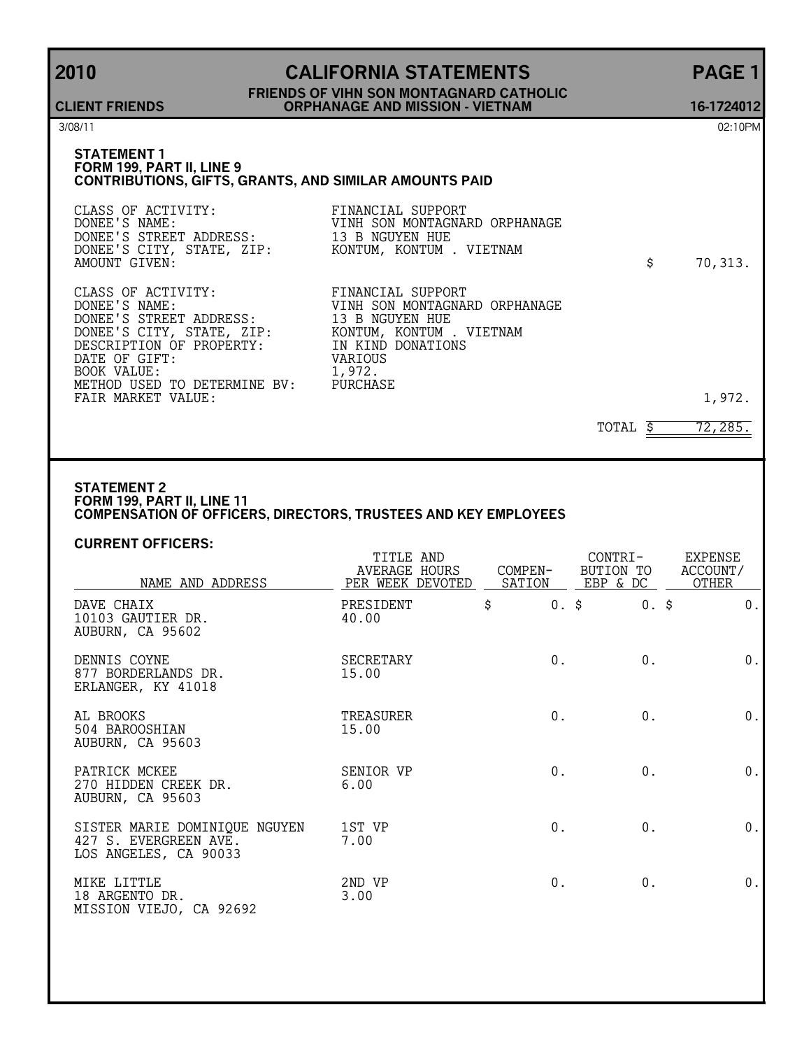# 2010 CALIFORNIA STATEMENTS

**FRIENDS OF VIHN SON MONTAGNARD CATHOLIC ORPHANAGE AND MISSION - VIETNAM**

CLIENT FRIENDS — 16-1724012

3/08/11 — 02:10PM

## STATEMENT 1
### FORM 199, PART II, LINE 9
### CONTRIBUTIONS, GIFTS, GRANTS, AND SIMILAR AMOUNTS PAID

| | | |
|---|---|---|
| CLASS OF ACTIVITY: | FINANCIAL SUPPORT | |
| DONEE'S NAME: | VIHN SON MONTAGNARD ORPHANAGE | |
| DONEE'S STREET ADDRESS: | 13 B NGUYEN HUE | |
| DONEE'S CITY, STATE, ZIP: | KONTUM, KONTUM . VIETNAM | |
| AMOUNT GIVEN: | | $ 70,313. |
| | | |
| CLASS OF ACTIVITY: | FINANCIAL SUPPORT | |
| DONEE'S NAME: | VINH SON MONTAGNARD ORPHANAGE | |
| DONEE'S STREET ADDRESS: | 13 B NGUYEN HUE | |
| DONEE'S CITY, STATE, ZIP: | KONTUM, KONTUM . VIETNAM | |
| DESCRIPTION OF PROPERTY: | IN KIND DONATIONS | |
| DATE OF GIFT: | VARIOUS | |
| BOOK VALUE: | 1,972. | |
| METHOD USED TO DETERMINE BV: | PURCHASE | |
| FAIR MARKET VALUE: | | 1,972. |
| | TOTAL | $ 72,285. |

## STATEMENT 2
### FORM 199, PART II, LINE 11
### COMPENSATION OF OFFICERS, DIRECTORS, TRUSTEES AND KEY EMPLOYEES

**CURRENT OFFICERS:**

| NAME AND ADDRESS | TITLE AND AVERAGE HOURS PER WEEK DEVOTED | COMPEN-SATION | CONTRI-BUTION TO EBP & DC | EXPENSE ACCOUNT/ OTHER |
|---|---|---|---|---|
| DAVE CHAIX<br>10103 GAUTIER DR.<br>AUBURN, CA 95602 | PRESIDENT<br>40.00 | $ 0. | $ 0. | $ 0. |
| DENNIS COYNE<br>877 BORDERLANDS DR.<br>ERLANGER, KY 41018 | SECRETARY<br>15.00 | 0. | 0. | 0. |
| AL BROOKS<br>504 BAROOSHIAN<br>AUBURN, CA 95603 | TREASURER<br>15.00 | 0. | 0. | 0. |
| PATRICK MCKEE<br>270 HIDDEN CREEK DR.<br>AUBURN, CA 95603 | SENIOR VP<br>6.00 | 0. | 0. | 0. |
| SISTER MARIE DOMINIQUE NGUYEN<br>427 S. EVERGREEN AVE.<br>LOS ANGELES, CA 90033 | 1ST VP<br>7.00 | 0. | 0. | 0. |
| MIKE LITTLE<br>18 ARGENTO DR.<br>MISSION VIEJO, CA 92692 | 2ND VP<br>3.00 | 0. | 0. | 0. |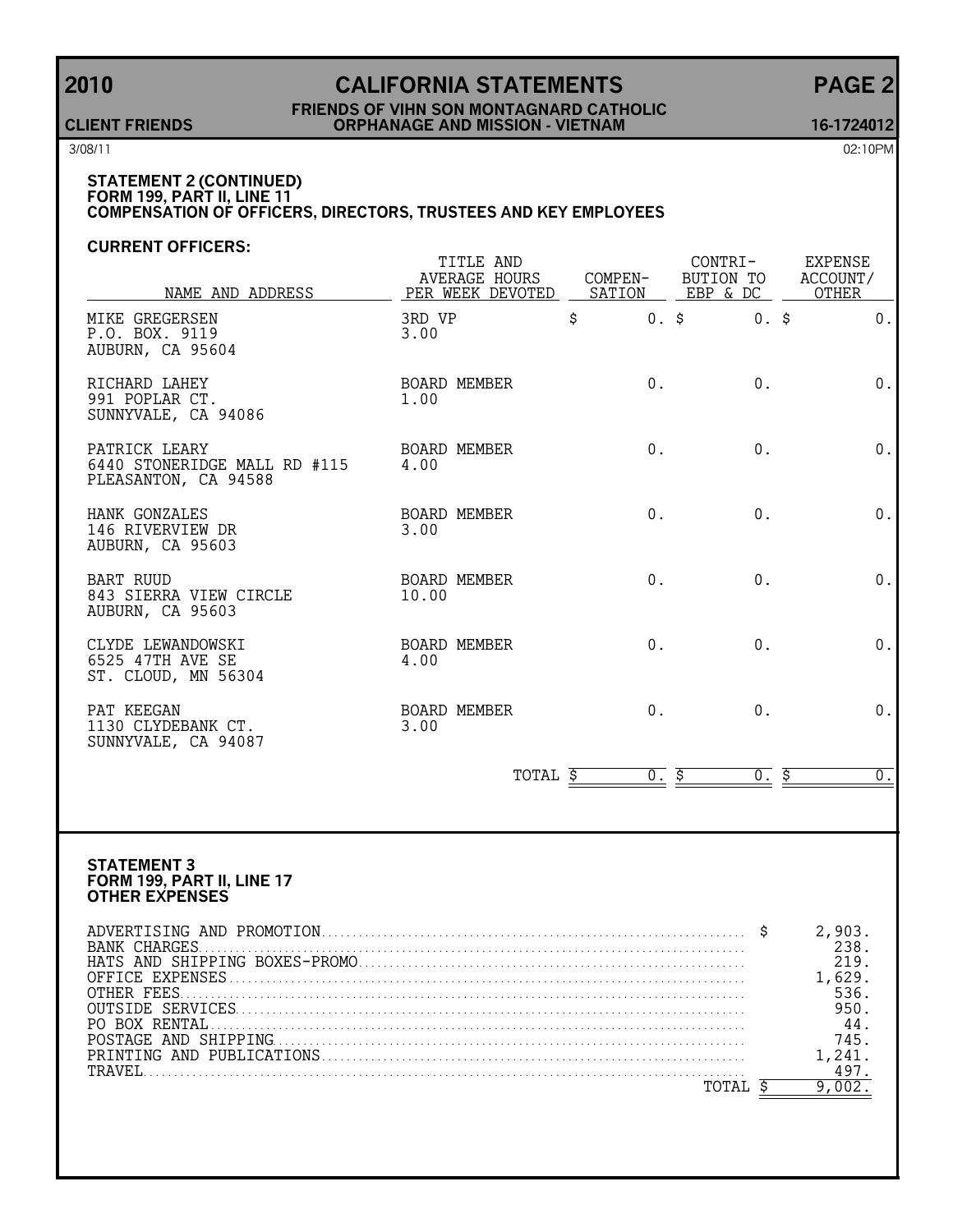# 2010 CALIFORNIA STATEMENTS PAGE 2

**CLIENT FRIENDS** — **FRIENDS OF VIHN SON MONTAGNARD CATHOLIC ORPHANAGE AND MISSION - VIETNAM** — **16-1724012**

3/08/11 02:10PM

## STATEMENT 2 (CONTINUED)
## FORM 199, PART II, LINE 11
## COMPENSATION OF OFFICERS, DIRECTORS, TRUSTEES AND KEY EMPLOYEES

### CURRENT OFFICERS:

| NAME AND ADDRESS | TITLE AND AVERAGE HOURS PER WEEK DEVOTED | COMPEN- SATION | CONTRI- BUTION TO EBP & DC | EXPENSE ACCOUNT/ OTHER |
|---|---|---|---|---|
| MIKE GREGERSEN<br>P.O. BOX. 9119<br>AUBURN, CA 95604 | 3RD VP<br>3.00 | $ 0. | $ 0. | $ 0. |
| RICHARD LAHEY<br>991 POPLAR CT.<br>SUNNYVALE, CA 94086 | BOARD MEMBER<br>1.00 | 0. | 0. | 0. |
| PATRICK LEARY<br>6440 STONERIDGE MALL RD #115<br>PLEASANTON, CA 94588 | BOARD MEMBER<br>4.00 | 0. | 0. | 0. |
| HANK GONZALES<br>146 RIVERVIEW DR<br>AUBURN, CA 95603 | BOARD MEMBER<br>3.00 | 0. | 0. | 0. |
| BART RUUD<br>843 SIERRA VIEW CIRCLE<br>AUBURN, CA 95603 | BOARD MEMBER<br>10.00 | 0. | 0. | 0. |
| CLYDE LEWANDOWSKI<br>6525 47TH AVE SE<br>ST. CLOUD, MN 56304 | BOARD MEMBER<br>4.00 | 0. | 0. | 0. |
| PAT KEEGAN<br>1130 CLYDEBANK CT.<br>SUNNYVALE, CA 94087 | BOARD MEMBER<br>3.00 | 0. | 0. | 0. |
| | TOTAL | $ 0. | $ 0. | $ 0. |

## STATEMENT 3
## FORM 199, PART II, LINE 17
## OTHER EXPENSES

| | |
|---|---|
| ADVERTISING AND PROMOTION | $ 2,903. |
| BANK CHARGES | 238. |
| HATS AND SHIPPING BOXES-PROMO | 219. |
| OFFICE EXPENSES | 1,629. |
| OTHER FEES | 536. |
| OUTSIDE SERVICES | 950. |
| PO BOX RENTAL | 44. |
| POSTAGE AND SHIPPING | 745. |
| PRINTING AND PUBLICATIONS | 1,241. |
| TRAVEL | 497. |
| TOTAL | $ 9,002. |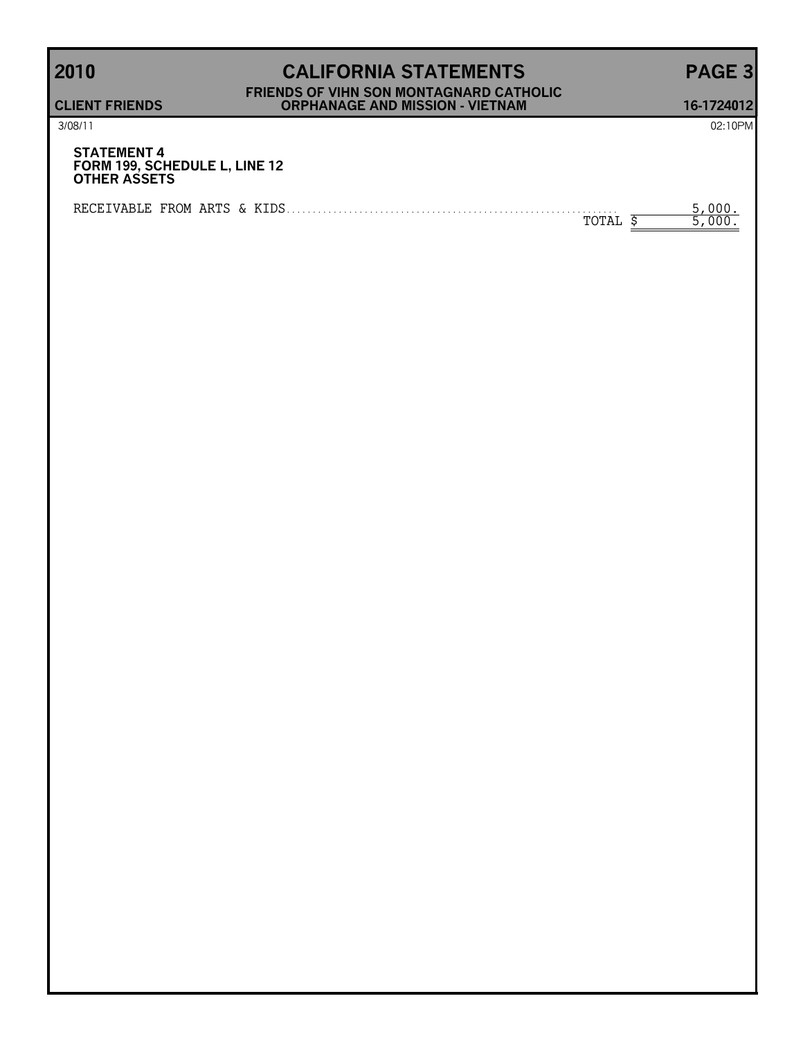**STATEMENT 4**
**FORM 199, SCHEDULE L, LINE 12**
**OTHER ASSETS**

| | |
|---|---|
| RECEIVABLE FROM ARTS & KIDS | 5,000. |
| TOTAL | $ 5,000. |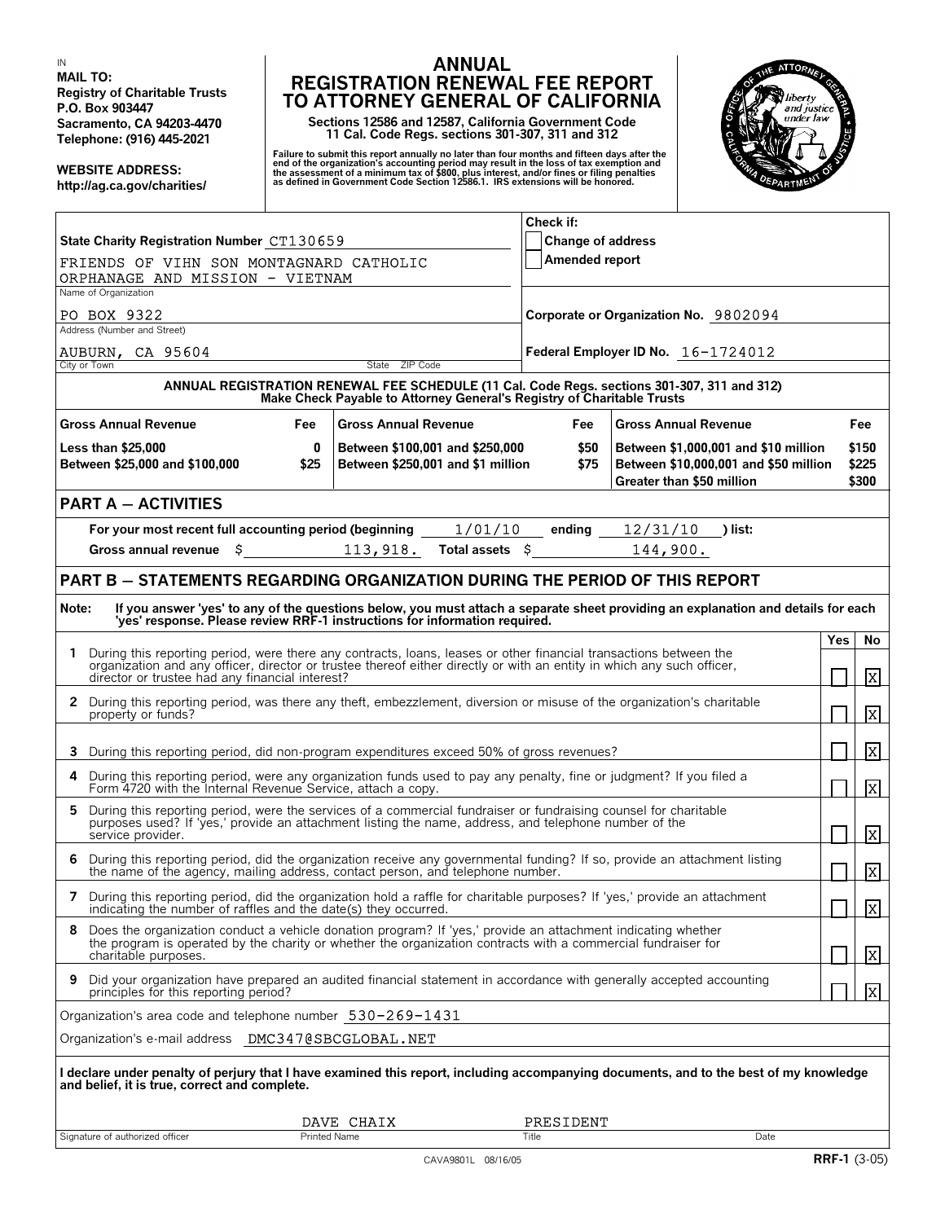IN

**MAIL TO:**
**Registry of Charitable Trusts**
**P.O. Box 903447**
**Sacramento, CA 94203-4470**
**Telephone: (916) 445-2021**

**WEBSITE ADDRESS:**
**http://ag.ca.gov/charities/**

# ANNUAL REGISTRATION RENEWAL FEE REPORT TO ATTORNEY GENERAL OF CALIFORNIA

**Sections 12586 and 12587, California Government Code**
**11 Cal. Code Regs. sections 301-307, 311 and 312**

**Failure to submit this report annually no later than four months and fifteen days after the end of the organization's accounting period may result in the loss of tax exemption and the assessment of a minimum tax of $800, plus interest, and/or fines or filing penalties as defined in Government Code Section 12586.1. IRS extensions will be honored.**

**State Charity Registration Number** CT130659

FRIENDS OF VIHN SON MONTAGNARD CATHOLIC ORPHANAGE AND MISSION - VIETNAM
Name of Organization

PO BOX 9322
Address (Number and Street)

AUBURN, CA 95604
City or Town / State ZIP Code

**Check if:**
- [ ] Change of address
- [ ] Amended report

**Corporate or Organization No.** 9802094

**Federal Employer ID No.** 16-1724012

**ANNUAL REGISTRATION RENEWAL FEE SCHEDULE (11 Cal. Code Regs. sections 301-307, 311 and 312)**
**Make Check Payable to Attorney General's Registry of Charitable Trusts**

| Gross Annual Revenue | Fee | Gross Annual Revenue | Fee | Gross Annual Revenue | Fee |
|---|---|---|---|---|---|
| Less than $25,000 | 0 | Between $100,001 and $250,000 | $50 | Between $1,000,001 and $10 million | $150 |
| Between $25,000 and $100,000 | $25 | Between $250,001 and $1 million | $75 | Between $10,000,001 and $50 million | $225 |
| | | | | Greater than $50 million | $300 |

## PART A — ACTIVITIES

For your most recent full accounting period (beginning 1/01/10 ending 12/31/10 ) list:

Gross annual revenue $ 113,918. Total assets $ 144,900.

## PART B — STATEMENTS REGARDING ORGANIZATION DURING THE PERIOD OF THIS REPORT

**Note: If you answer 'yes' to any of the questions below, you must attach a separate sheet providing an explanation and details for each 'yes' response. Please review RRF-1 instructions for information required.**

| | | Yes | No |
|---|---|---|---|
| 1 | During this reporting period, were there any contracts, loans, leases or other financial transactions between the organization and any officer, director or trustee thereof either directly or with an entity in which any such officer, director or trustee had any financial interest? | | X |
| 2 | During this reporting period, was there any theft, embezzlement, diversion or misuse of the organization's charitable property or funds? | | X |
| 3 | During this reporting period, did non-program expenditures exceed 50% of gross revenues? | | X |
| 4 | During this reporting period, were any organization funds used to pay any penalty, fine or judgment? If you filed a Form 4720 with the Internal Revenue Service, attach a copy. | | X |
| 5 | During this reporting period, were the services of a commercial fundraiser or fundraising counsel for charitable purposes used? If 'yes,' provide an attachment listing the name, address, and telephone number of the service provider. | | X |
| 6 | During this reporting period, did the organization receive any governmental funding? If so, provide an attachment listing the name of the agency, mailing address, contact person, and telephone number. | | X |
| 7 | During this reporting period, did the organization hold a raffle for charitable purposes? If 'yes,' provide an attachment indicating the number of raffles and the date(s) they occurred. | | X |
| 8 | Does the organization conduct a vehicle donation program? If 'yes,' provide an attachment indicating whether the program is operated by the charity or whether the organization contracts with a commercial fundraiser for charitable purposes. | | X |
| 9 | Did your organization have prepared an audited financial statement in accordance with generally accepted accounting principles for this reporting period? | | X |

Organization's area code and telephone number 530-269-1431

Organization's e-mail address DMC347@SBCGLOBAL.NET

**I declare under penalty of perjury that I have examined this report, including accompanying documents, and to the best of my knowledge and belief, it is true, correct and complete.**

| Signature of authorized officer | Printed Name | Title | Date |
|---|---|---|---|
| | DAVE CHAIX | PRESIDENT | |

CAVA9801L 08/16/05

**RRF-1** (3-05)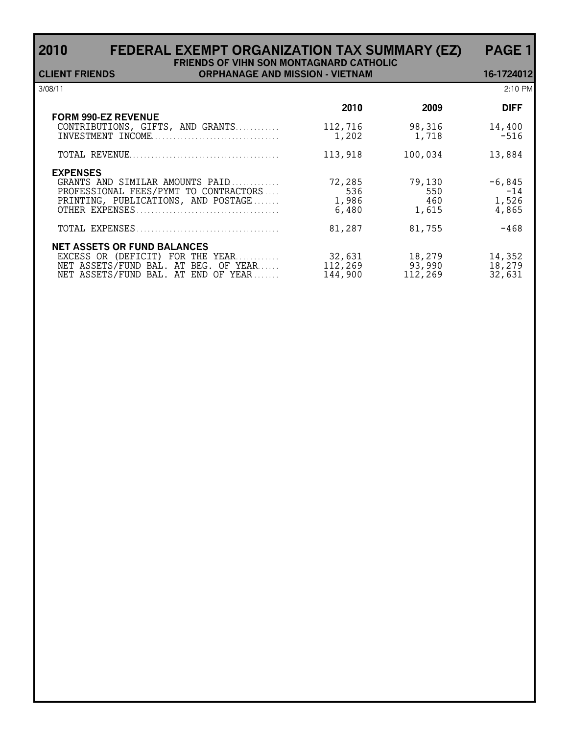# 2010 FEDERAL EXEMPT ORGANIZATION TAX SUMMARY (EZ) PAGE 1

**FRIENDS OF VIHN SON MONTAGNARD CATHOLIC ORPHANAGE AND MISSION - VIETNAM**

**CLIENT FRIENDS** **16-1724012**

3/08/11 2:10 PM

| | 2010 | 2009 | DIFF |
|---|---|---|---|
| **FORM 990-EZ REVENUE** | | | |
| CONTRIBUTIONS, GIFTS, AND GRANTS | 112,716 | 98,316 | 14,400 |
| INVESTMENT INCOME | 1,202 | 1,718 | -516 |
| TOTAL REVENUE | 113,918 | 100,034 | 13,884 |
| **EXPENSES** | | | |
| GRANTS AND SIMILAR AMOUNTS PAID | 72,285 | 79,130 | -6,845 |
| PROFESSIONAL FEES/PYMT TO CONTRACTORS | 536 | 550 | -14 |
| PRINTING, PUBLICATIONS, AND POSTAGE | 1,986 | 460 | 1,526 |
| OTHER EXPENSES | 6,480 | 1,615 | 4,865 |
| TOTAL EXPENSES | 81,287 | 81,755 | -468 |
| **NET ASSETS OR FUND BALANCES** | | | |
| EXCESS OR (DEFICIT) FOR THE YEAR | 32,631 | 18,279 | 14,352 |
| NET ASSETS/FUND BAL. AT BEG. OF YEAR | 112,269 | 93,990 | 18,279 |
| NET ASSETS/FUND BAL. AT END OF YEAR | 144,900 | 112,269 | 32,631 |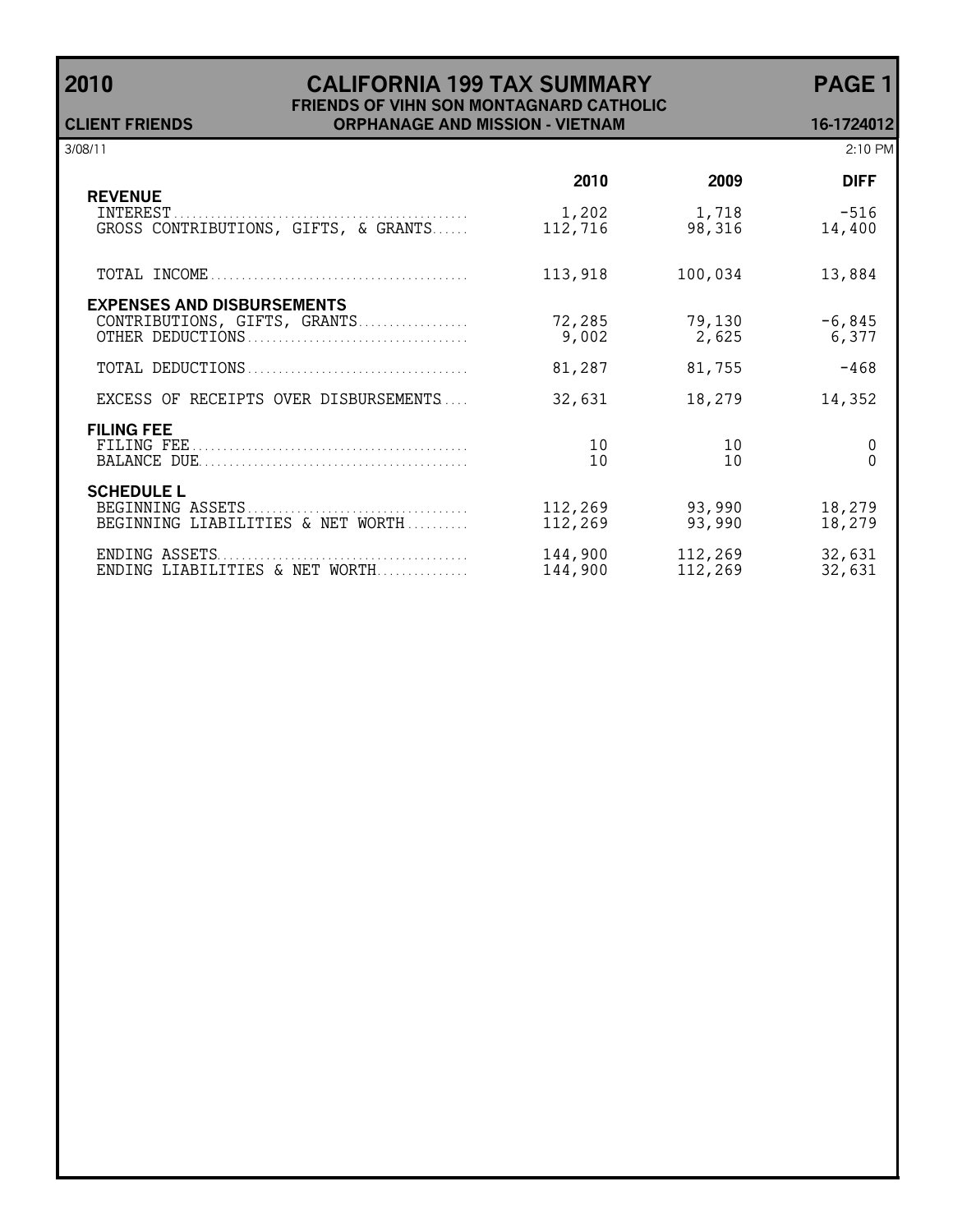# 2010 CALIFORNIA 199 TAX SUMMARY

**FRIENDS OF VIHN SON MONTAGNARD CATHOLIC ORPHANAGE AND MISSION - VIETNAM**

**CLIENT FRIENDS** — **16-1724012**

3/08/11 — 2:10 PM

| | 2010 | 2009 | DIFF |
|---|---|---|---|
| **REVENUE** | | | |
| INTEREST | 1,202 | 1,718 | -516 |
| GROSS CONTRIBUTIONS, GIFTS, & GRANTS | 112,716 | 98,316 | 14,400 |
| TOTAL INCOME | 113,918 | 100,034 | 13,884 |
| **EXPENSES AND DISBURSEMENTS** | | | |
| CONTRIBUTIONS, GIFTS, GRANTS | 72,285 | 79,130 | -6,845 |
| OTHER DEDUCTIONS | 9,002 | 2,625 | 6,377 |
| TOTAL DEDUCTIONS | 81,287 | 81,755 | -468 |
| EXCESS OF RECEIPTS OVER DISBURSEMENTS | 32,631 | 18,279 | 14,352 |
| **FILING FEE** | | | |
| FILING FEE | 10 | 10 | 0 |
| BALANCE DUE | 10 | 10 | 0 |
| **SCHEDULE L** | | | |
| BEGINNING ASSETS | 112,269 | 93,990 | 18,279 |
| BEGINNING LIABILITIES & NET WORTH | 112,269 | 93,990 | 18,279 |
| ENDING ASSETS | 144,900 | 112,269 | 32,631 |
| ENDING LIABILITIES & NET WORTH | 144,900 | 112,269 | 32,631 |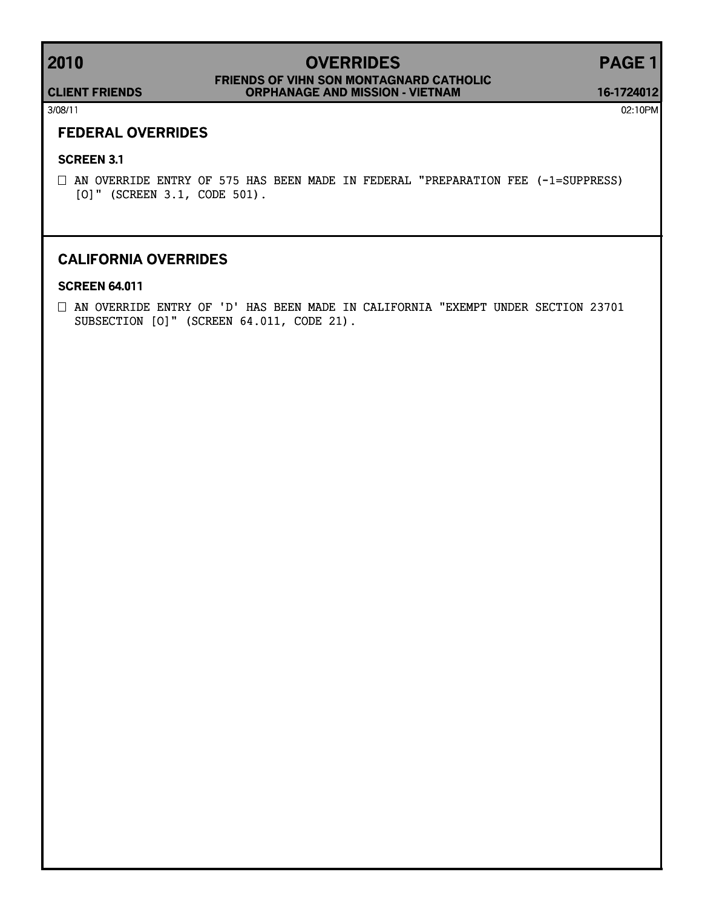# 2010 OVERRIDES

**CLIENT FRIENDS** — **FRIENDS OF VIHN SON MONTAGNARD CATHOLIC ORPHANAGE AND MISSION - VIETNAM** — **16-1724012**

3/08/11 02:10PM

## FEDERAL OVERRIDES

### SCREEN 3.1

☐ AN OVERRIDE ENTRY OF 575 HAS BEEN MADE IN FEDERAL "PREPARATION FEE (-1=SUPPRESS) [O]" (SCREEN 3.1, CODE 501).

## CALIFORNIA OVERRIDES

### SCREEN 64.011

☐ AN OVERRIDE ENTRY OF 'D' HAS BEEN MADE IN CALIFORNIA "EXEMPT UNDER SECTION 23701 SUBSECTION [O]" (SCREEN 64.011, CODE 21).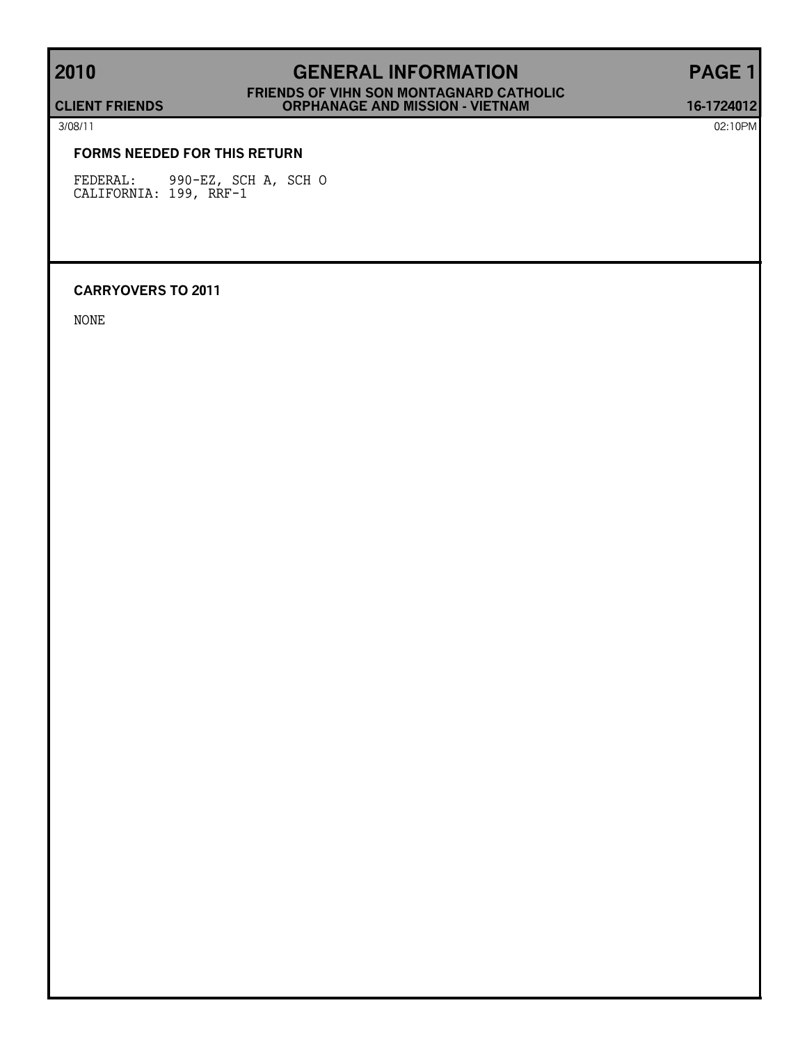# 2010 GENERAL INFORMATION

**CLIENT FRIENDS**

**FRIENDS OF VIHN SON MONTAGNARD CATHOLIC ORPHANAGE AND MISSION - VIETNAM**

**16-1724012**

3/08/11 02:10PM

### FORMS NEEDED FOR THIS RETURN

FEDERAL: 990-EZ, SCH A, SCH O
CALIFORNIA: 199, RRF-1

### CARRYOVERS TO 2011

NONE